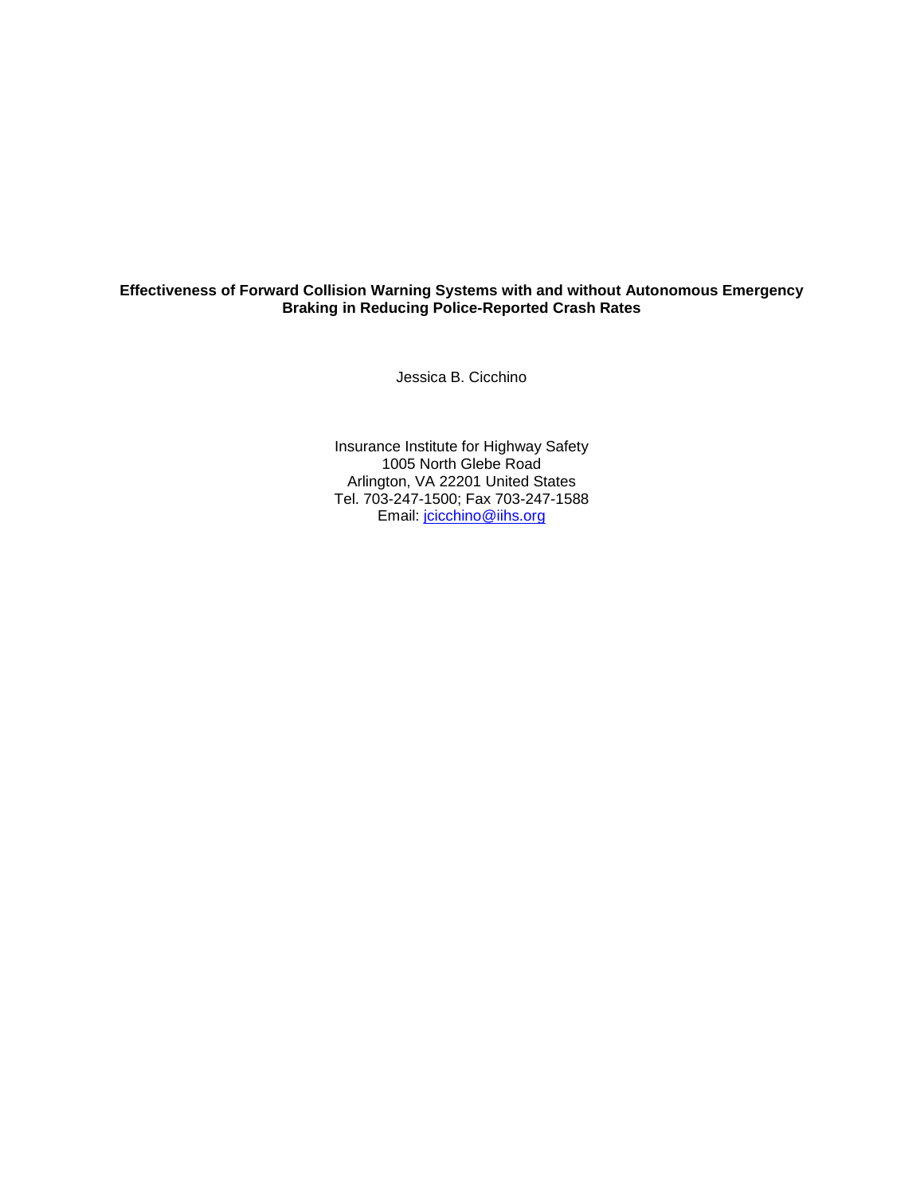# Effectiveness of Forward Collision Warning Systems with and without Autonomous Emergency Braking in Reducing Police-Reported Crash Rates

Jessica B. Cicchino

Insurance Institute for Highway Safety
1005 North Glebe Road
Arlington, VA 22201 United States
Tel. 703-247-1500; Fax 703-247-1588
Email: jcicchino@iihs.org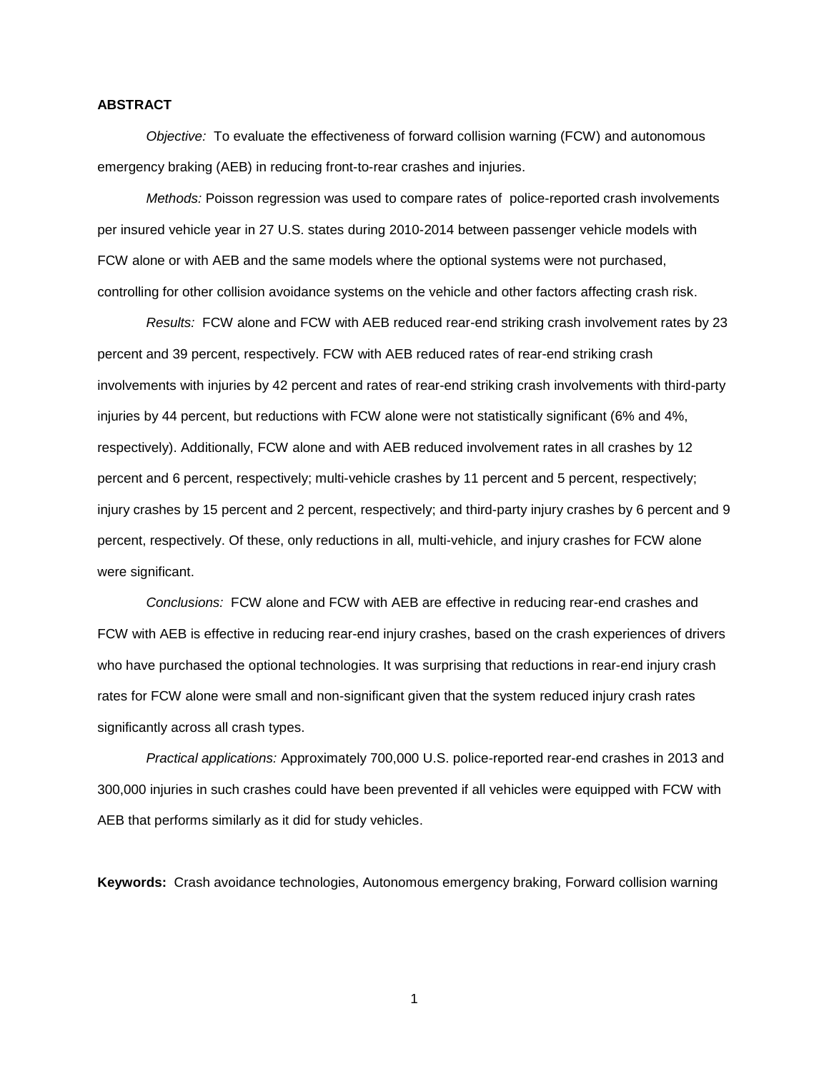## ABSTRACT

*Objective:* To evaluate the effectiveness of forward collision warning (FCW) and autonomous emergency braking (AEB) in reducing front-to-rear crashes and injuries.

*Methods:* Poisson regression was used to compare rates of police-reported crash involvements per insured vehicle year in 27 U.S. states during 2010-2014 between passenger vehicle models with FCW alone or with AEB and the same models where the optional systems were not purchased, controlling for other collision avoidance systems on the vehicle and other factors affecting crash risk.

*Results:* FCW alone and FCW with AEB reduced rear-end striking crash involvement rates by 23 percent and 39 percent, respectively. FCW with AEB reduced rates of rear-end striking crash involvements with injuries by 42 percent and rates of rear-end striking crash involvements with third-party injuries by 44 percent, but reductions with FCW alone were not statistically significant (6% and 4%, respectively). Additionally, FCW alone and with AEB reduced involvement rates in all crashes by 12 percent and 6 percent, respectively; multi-vehicle crashes by 11 percent and 5 percent, respectively; injury crashes by 15 percent and 2 percent, respectively; and third-party injury crashes by 6 percent and 9 percent, respectively. Of these, only reductions in all, multi-vehicle, and injury crashes for FCW alone were significant.

*Conclusions:* FCW alone and FCW with AEB are effective in reducing rear-end crashes and FCW with AEB is effective in reducing rear-end injury crashes, based on the crash experiences of drivers who have purchased the optional technologies. It was surprising that reductions in rear-end injury crash rates for FCW alone were small and non-significant given that the system reduced injury crash rates significantly across all crash types.

*Practical applications:* Approximately 700,000 U.S. police-reported rear-end crashes in 2013 and 300,000 injuries in such crashes could have been prevented if all vehicles were equipped with FCW with AEB that performs similarly as it did for study vehicles.

**Keywords:** Crash avoidance technologies, Autonomous emergency braking, Forward collision warning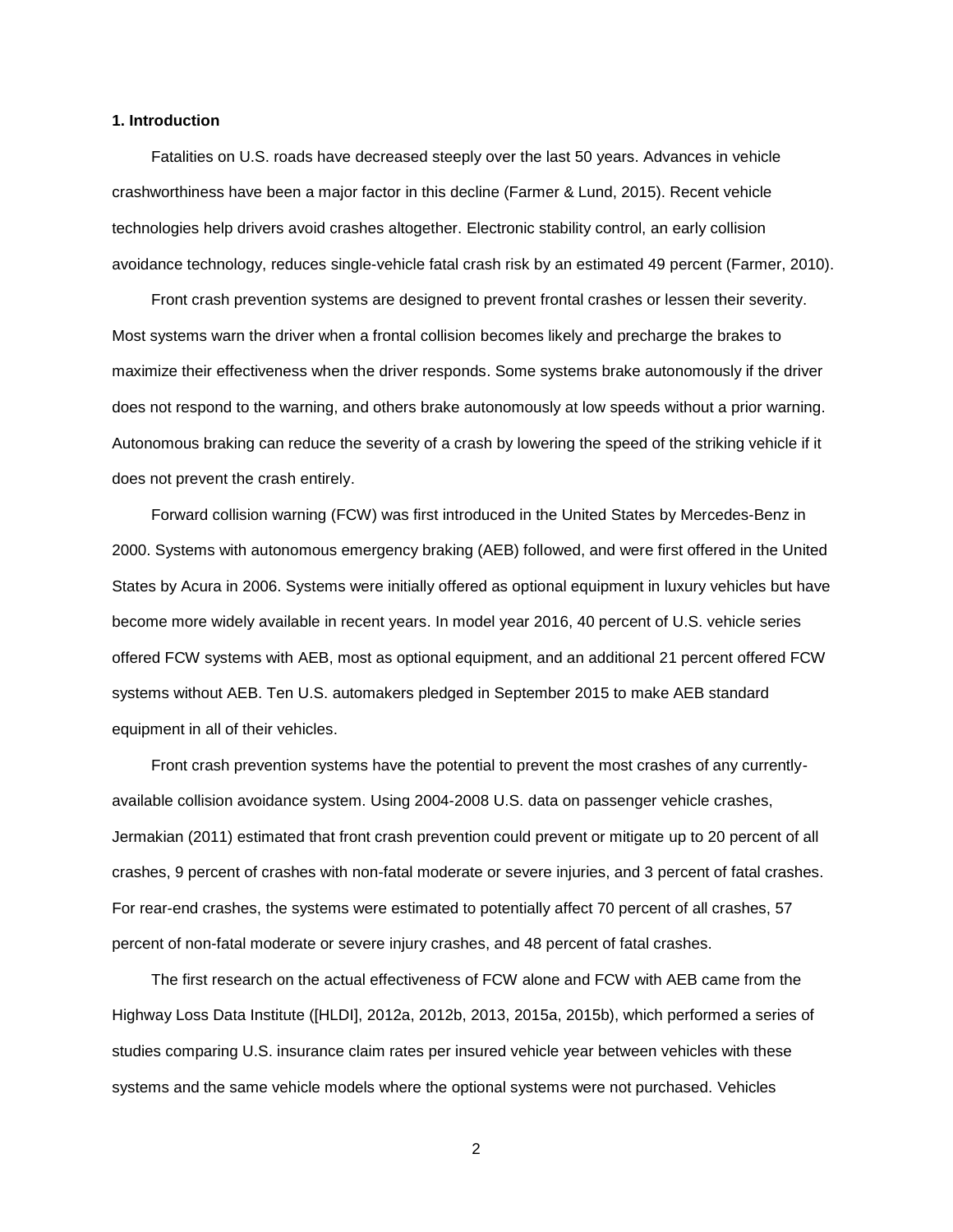## 1. Introduction

Fatalities on U.S. roads have decreased steeply over the last 50 years. Advances in vehicle crashworthiness have been a major factor in this decline (Farmer & Lund, 2015). Recent vehicle technologies help drivers avoid crashes altogether. Electronic stability control, an early collision avoidance technology, reduces single-vehicle fatal crash risk by an estimated 49 percent (Farmer, 2010).

Front crash prevention systems are designed to prevent frontal crashes or lessen their severity. Most systems warn the driver when a frontal collision becomes likely and precharge the brakes to maximize their effectiveness when the driver responds. Some systems brake autonomously if the driver does not respond to the warning, and others brake autonomously at low speeds without a prior warning. Autonomous braking can reduce the severity of a crash by lowering the speed of the striking vehicle if it does not prevent the crash entirely.

Forward collision warning (FCW) was first introduced in the United States by Mercedes-Benz in 2000. Systems with autonomous emergency braking (AEB) followed, and were first offered in the United States by Acura in 2006. Systems were initially offered as optional equipment in luxury vehicles but have become more widely available in recent years. In model year 2016, 40 percent of U.S. vehicle series offered FCW systems with AEB, most as optional equipment, and an additional 21 percent offered FCW systems without AEB. Ten U.S. automakers pledged in September 2015 to make AEB standard equipment in all of their vehicles.

Front crash prevention systems have the potential to prevent the most crashes of any currently-available collision avoidance system. Using 2004-2008 U.S. data on passenger vehicle crashes, Jermakian (2011) estimated that front crash prevention could prevent or mitigate up to 20 percent of all crashes, 9 percent of crashes with non-fatal moderate or severe injuries, and 3 percent of fatal crashes. For rear-end crashes, the systems were estimated to potentially affect 70 percent of all crashes, 57 percent of non-fatal moderate or severe injury crashes, and 48 percent of fatal crashes.

The first research on the actual effectiveness of FCW alone and FCW with AEB came from the Highway Loss Data Institute ([HLDI], 2012a, 2012b, 2013, 2015a, 2015b), which performed a series of studies comparing U.S. insurance claim rates per insured vehicle year between vehicles with these systems and the same vehicle models where the optional systems were not purchased. Vehicles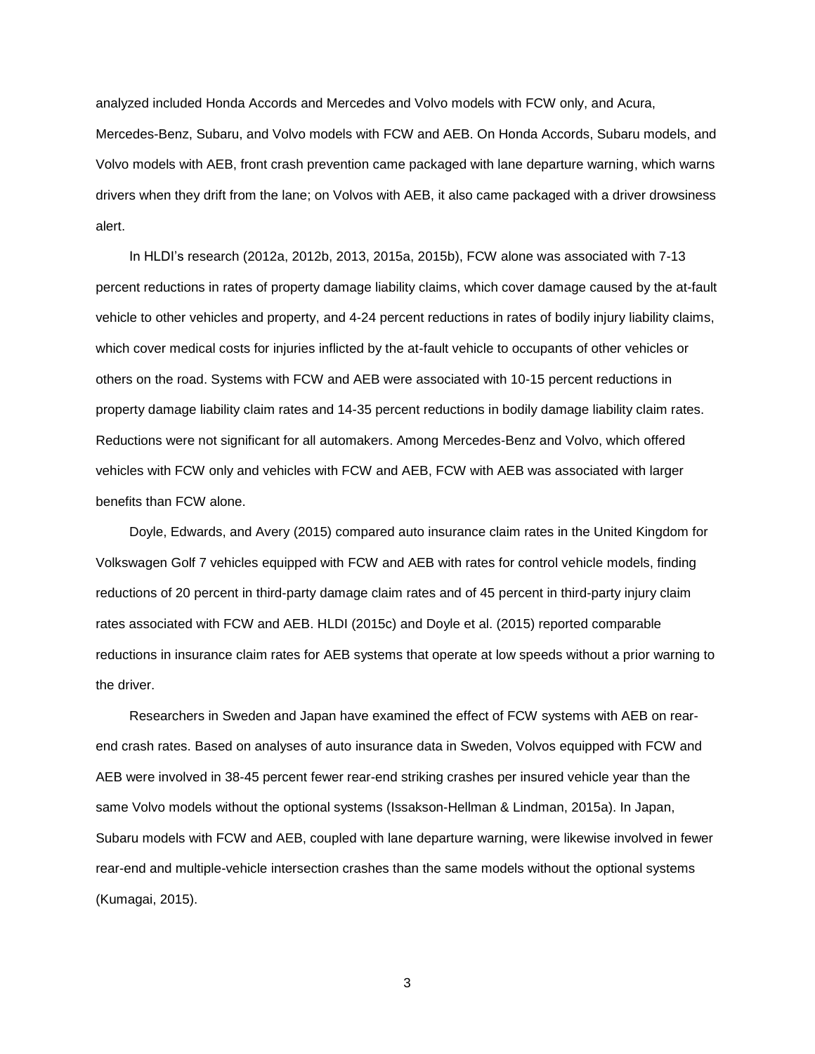analyzed included Honda Accords and Mercedes and Volvo models with FCW only, and Acura, Mercedes-Benz, Subaru, and Volvo models with FCW and AEB. On Honda Accords, Subaru models, and Volvo models with AEB, front crash prevention came packaged with lane departure warning, which warns drivers when they drift from the lane; on Volvos with AEB, it also came packaged with a driver drowsiness alert.

In HLDI's research (2012a, 2012b, 2013, 2015a, 2015b), FCW alone was associated with 7-13 percent reductions in rates of property damage liability claims, which cover damage caused by the at-fault vehicle to other vehicles and property, and 4-24 percent reductions in rates of bodily injury liability claims, which cover medical costs for injuries inflicted by the at-fault vehicle to occupants of other vehicles or others on the road. Systems with FCW and AEB were associated with 10-15 percent reductions in property damage liability claim rates and 14-35 percent reductions in bodily damage liability claim rates. Reductions were not significant for all automakers. Among Mercedes-Benz and Volvo, which offered vehicles with FCW only and vehicles with FCW and AEB, FCW with AEB was associated with larger benefits than FCW alone.

Doyle, Edwards, and Avery (2015) compared auto insurance claim rates in the United Kingdom for Volkswagen Golf 7 vehicles equipped with FCW and AEB with rates for control vehicle models, finding reductions of 20 percent in third-party damage claim rates and of 45 percent in third-party injury claim rates associated with FCW and AEB. HLDI (2015c) and Doyle et al. (2015) reported comparable reductions in insurance claim rates for AEB systems that operate at low speeds without a prior warning to the driver.

Researchers in Sweden and Japan have examined the effect of FCW systems with AEB on rear-end crash rates. Based on analyses of auto insurance data in Sweden, Volvos equipped with FCW and AEB were involved in 38-45 percent fewer rear-end striking crashes per insured vehicle year than the same Volvo models without the optional systems (Issakson-Hellman & Lindman, 2015a). In Japan, Subaru models with FCW and AEB, coupled with lane departure warning, were likewise involved in fewer rear-end and multiple-vehicle intersection crashes than the same models without the optional systems (Kumagai, 2015).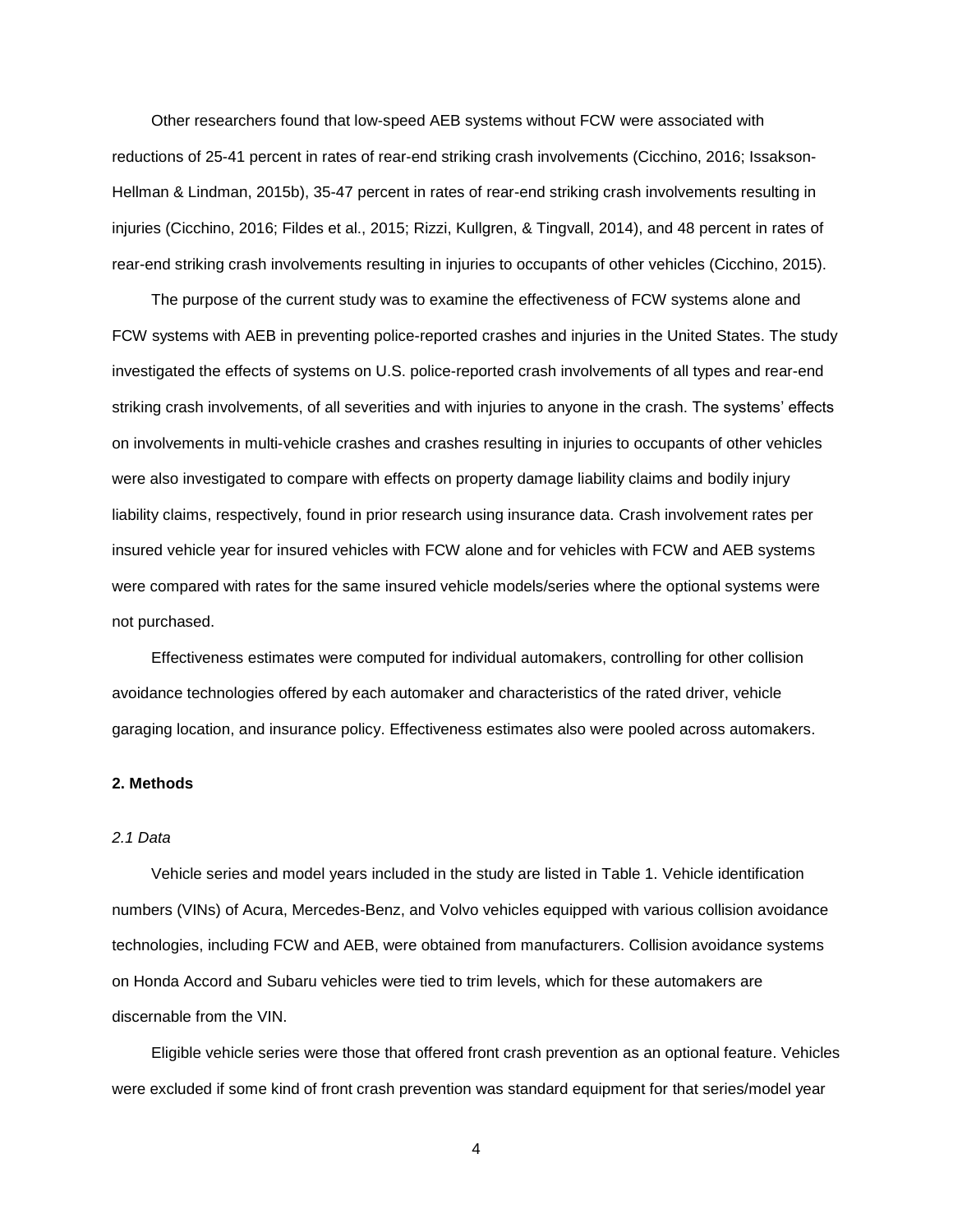Other researchers found that low-speed AEB systems without FCW were associated with reductions of 25-41 percent in rates of rear-end striking crash involvements (Cicchino, 2016; Issakson-Hellman & Lindman, 2015b), 35-47 percent in rates of rear-end striking crash involvements resulting in injuries (Cicchino, 2016; Fildes et al., 2015; Rizzi, Kullgren, & Tingvall, 2014), and 48 percent in rates of rear-end striking crash involvements resulting in injuries to occupants of other vehicles (Cicchino, 2015).

The purpose of the current study was to examine the effectiveness of FCW systems alone and FCW systems with AEB in preventing police-reported crashes and injuries in the United States. The study investigated the effects of systems on U.S. police-reported crash involvements of all types and rear-end striking crash involvements, of all severities and with injuries to anyone in the crash. The systems' effects on involvements in multi-vehicle crashes and crashes resulting in injuries to occupants of other vehicles were also investigated to compare with effects on property damage liability claims and bodily injury liability claims, respectively, found in prior research using insurance data. Crash involvement rates per insured vehicle year for insured vehicles with FCW alone and for vehicles with FCW and AEB systems were compared with rates for the same insured vehicle models/series where the optional systems were not purchased.

Effectiveness estimates were computed for individual automakers, controlling for other collision avoidance technologies offered by each automaker and characteristics of the rated driver, vehicle garaging location, and insurance policy. Effectiveness estimates also were pooled across automakers.

## 2. Methods

### *2.1 Data*

Vehicle series and model years included in the study are listed in Table 1. Vehicle identification numbers (VINs) of Acura, Mercedes-Benz, and Volvo vehicles equipped with various collision avoidance technologies, including FCW and AEB, were obtained from manufacturers. Collision avoidance systems on Honda Accord and Subaru vehicles were tied to trim levels, which for these automakers are discernable from the VIN.

Eligible vehicle series were those that offered front crash prevention as an optional feature. Vehicles were excluded if some kind of front crash prevention was standard equipment for that series/model year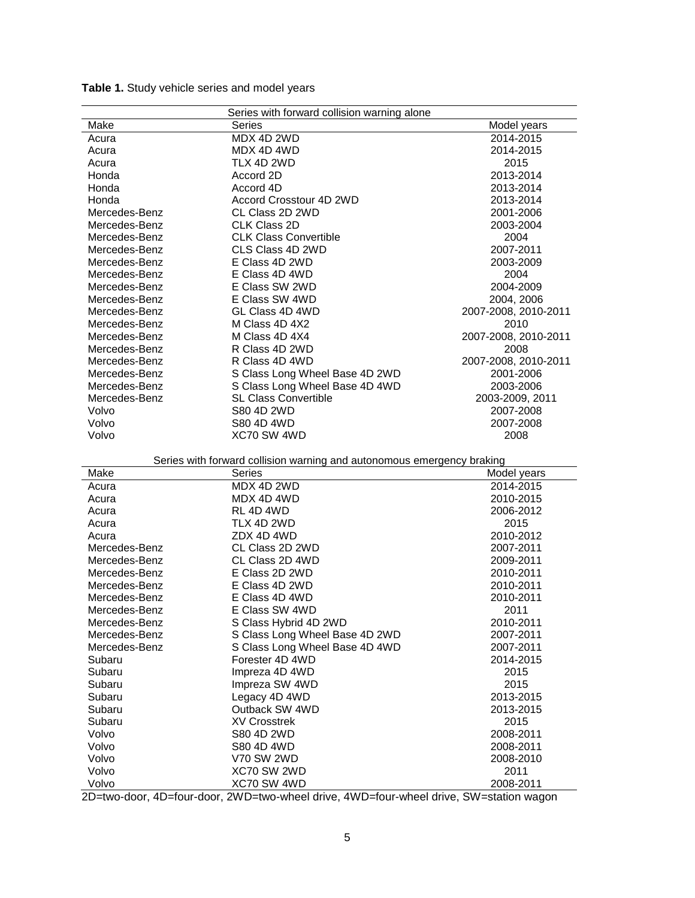**Table 1.** Study vehicle series and model years

| Make | Series | Model years |
|---|---|---|
| Series with forward collision warning alone | | |
| Acura | MDX 4D 2WD | 2014-2015 |
| Acura | MDX 4D 4WD | 2014-2015 |
| Acura | TLX 4D 2WD | 2015 |
| Honda | Accord 2D | 2013-2014 |
| Honda | Accord 4D | 2013-2014 |
| Honda | Accord Crosstour 4D 2WD | 2013-2014 |
| Mercedes-Benz | CL Class 2D 2WD | 2001-2006 |
| Mercedes-Benz | CLK Class 2D | 2003-2004 |
| Mercedes-Benz | CLK Class Convertible | 2004 |
| Mercedes-Benz | CLS Class 4D 2WD | 2007-2011 |
| Mercedes-Benz | E Class 4D 2WD | 2003-2009 |
| Mercedes-Benz | E Class 4D 4WD | 2004 |
| Mercedes-Benz | E Class SW 2WD | 2004-2009 |
| Mercedes-Benz | E Class SW 4WD | 2004, 2006 |
| Mercedes-Benz | GL Class 4D 4WD | 2007-2008, 2010-2011 |
| Mercedes-Benz | M Class 4D 4X2 | 2010 |
| Mercedes-Benz | M Class 4D 4X4 | 2007-2008, 2010-2011 |
| Mercedes-Benz | R Class 4D 2WD | 2008 |
| Mercedes-Benz | R Class 4D 4WD | 2007-2008, 2010-2011 |
| Mercedes-Benz | S Class Long Wheel Base 4D 2WD | 2001-2006 |
| Mercedes-Benz | S Class Long Wheel Base 4D 4WD | 2003-2006 |
| Mercedes-Benz | SL Class Convertible | 2003-2009, 2011 |
| Volvo | S80 4D 2WD | 2007-2008 |
| Volvo | S80 4D 4WD | 2007-2008 |
| Volvo | XC70 SW 4WD | 2008 |
| Series with forward collision warning and autonomous emergency braking | | |
| Make | Series | Model years |
| Acura | MDX 4D 2WD | 2014-2015 |
| Acura | MDX 4D 4WD | 2010-2015 |
| Acura | RL 4D 4WD | 2006-2012 |
| Acura | TLX 4D 2WD | 2015 |
| Acura | ZDX 4D 4WD | 2010-2012 |
| Mercedes-Benz | CL Class 2D 2WD | 2007-2011 |
| Mercedes-Benz | CL Class 2D 4WD | 2009-2011 |
| Mercedes-Benz | E Class 2D 2WD | 2010-2011 |
| Mercedes-Benz | E Class 4D 2WD | 2010-2011 |
| Mercedes-Benz | E Class 4D 4WD | 2010-2011 |
| Mercedes-Benz | E Class SW 4WD | 2011 |
| Mercedes-Benz | S Class Hybrid 4D 2WD | 2010-2011 |
| Mercedes-Benz | S Class Long Wheel Base 4D 2WD | 2007-2011 |
| Mercedes-Benz | S Class Long Wheel Base 4D 4WD | 2007-2011 |
| Subaru | Forester 4D 4WD | 2014-2015 |
| Subaru | Impreza 4D 4WD | 2015 |
| Subaru | Impreza SW 4WD | 2015 |
| Subaru | Legacy 4D 4WD | 2013-2015 |
| Subaru | Outback SW 4WD | 2013-2015 |
| Subaru | XV Crosstrek | 2015 |
| Volvo | S80 4D 2WD | 2008-2011 |
| Volvo | S80 4D 4WD | 2008-2011 |
| Volvo | V70 SW 2WD | 2008-2010 |
| Volvo | XC70 SW 2WD | 2011 |
| Volvo | XC70 SW 4WD | 2008-2011 |

2D=two-door, 4D=four-door, 2WD=two-wheel drive, 4WD=four-wheel drive, SW=station wagon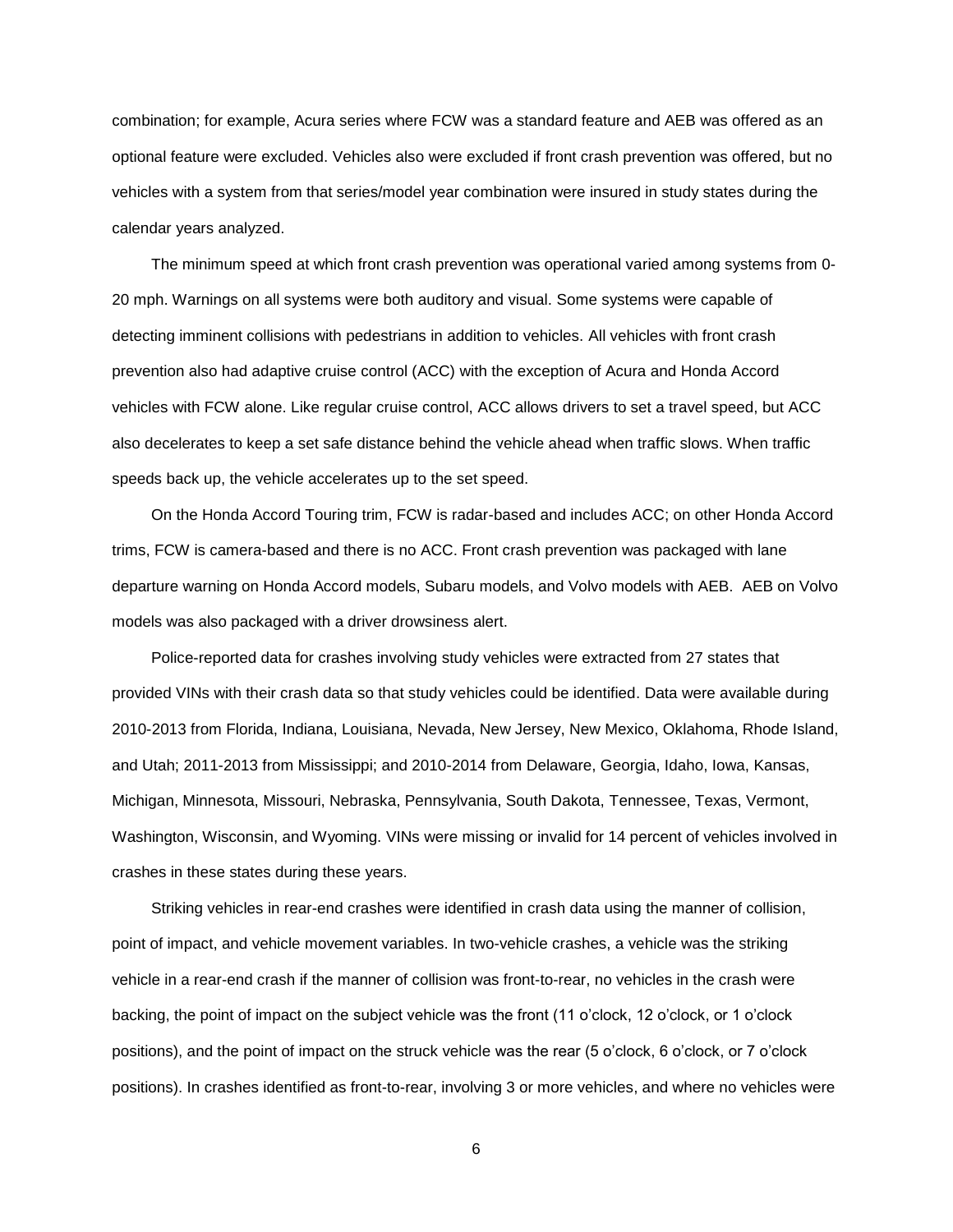combination; for example, Acura series where FCW was a standard feature and AEB was offered as an optional feature were excluded. Vehicles also were excluded if front crash prevention was offered, but no vehicles with a system from that series/model year combination were insured in study states during the calendar years analyzed.

The minimum speed at which front crash prevention was operational varied among systems from 0-20 mph. Warnings on all systems were both auditory and visual. Some systems were capable of detecting imminent collisions with pedestrians in addition to vehicles. All vehicles with front crash prevention also had adaptive cruise control (ACC) with the exception of Acura and Honda Accord vehicles with FCW alone. Like regular cruise control, ACC allows drivers to set a travel speed, but ACC also decelerates to keep a set safe distance behind the vehicle ahead when traffic slows. When traffic speeds back up, the vehicle accelerates up to the set speed.

On the Honda Accord Touring trim, FCW is radar-based and includes ACC; on other Honda Accord trims, FCW is camera-based and there is no ACC. Front crash prevention was packaged with lane departure warning on Honda Accord models, Subaru models, and Volvo models with AEB. AEB on Volvo models was also packaged with a driver drowsiness alert.

Police-reported data for crashes involving study vehicles were extracted from 27 states that provided VINs with their crash data so that study vehicles could be identified. Data were available during 2010-2013 from Florida, Indiana, Louisiana, Nevada, New Jersey, New Mexico, Oklahoma, Rhode Island, and Utah; 2011-2013 from Mississippi; and 2010-2014 from Delaware, Georgia, Idaho, Iowa, Kansas, Michigan, Minnesota, Missouri, Nebraska, Pennsylvania, South Dakota, Tennessee, Texas, Vermont, Washington, Wisconsin, and Wyoming. VINs were missing or invalid for 14 percent of vehicles involved in crashes in these states during these years.

Striking vehicles in rear-end crashes were identified in crash data using the manner of collision, point of impact, and vehicle movement variables. In two-vehicle crashes, a vehicle was the striking vehicle in a rear-end crash if the manner of collision was front-to-rear, no vehicles in the crash were backing, the point of impact on the subject vehicle was the front (11 o'clock, 12 o'clock, or 1 o'clock positions), and the point of impact on the struck vehicle was the rear (5 o'clock, 6 o'clock, or 7 o'clock positions). In crashes identified as front-to-rear, involving 3 or more vehicles, and where no vehicles were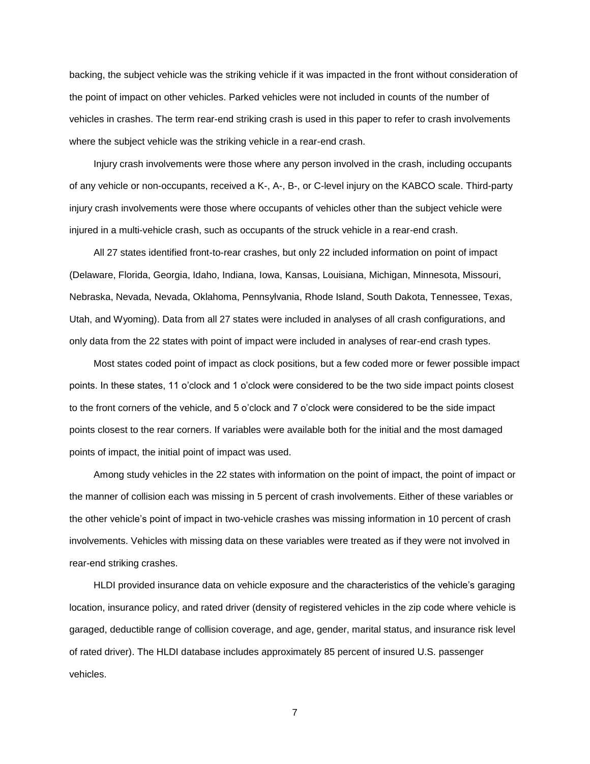backing, the subject vehicle was the striking vehicle if it was impacted in the front without consideration of the point of impact on other vehicles. Parked vehicles were not included in counts of the number of vehicles in crashes. The term rear-end striking crash is used in this paper to refer to crash involvements where the subject vehicle was the striking vehicle in a rear-end crash.

Injury crash involvements were those where any person involved in the crash, including occupants of any vehicle or non-occupants, received a K-, A-, B-, or C-level injury on the KABCO scale. Third-party injury crash involvements were those where occupants of vehicles other than the subject vehicle were injured in a multi-vehicle crash, such as occupants of the struck vehicle in a rear-end crash.

All 27 states identified front-to-rear crashes, but only 22 included information on point of impact (Delaware, Florida, Georgia, Idaho, Indiana, Iowa, Kansas, Louisiana, Michigan, Minnesota, Missouri, Nebraska, Nevada, Nevada, Oklahoma, Pennsylvania, Rhode Island, South Dakota, Tennessee, Texas, Utah, and Wyoming). Data from all 27 states were included in analyses of all crash configurations, and only data from the 22 states with point of impact were included in analyses of rear-end crash types.

Most states coded point of impact as clock positions, but a few coded more or fewer possible impact points. In these states, 11 o'clock and 1 o'clock were considered to be the two side impact points closest to the front corners of the vehicle, and 5 o'clock and 7 o'clock were considered to be the side impact points closest to the rear corners. If variables were available both for the initial and the most damaged points of impact, the initial point of impact was used.

Among study vehicles in the 22 states with information on the point of impact, the point of impact or the manner of collision each was missing in 5 percent of crash involvements. Either of these variables or the other vehicle's point of impact in two-vehicle crashes was missing information in 10 percent of crash involvements. Vehicles with missing data on these variables were treated as if they were not involved in rear-end striking crashes.

HLDI provided insurance data on vehicle exposure and the characteristics of the vehicle's garaging location, insurance policy, and rated driver (density of registered vehicles in the zip code where vehicle is garaged, deductible range of collision coverage, and age, gender, marital status, and insurance risk level of rated driver). The HLDI database includes approximately 85 percent of insured U.S. passenger vehicles.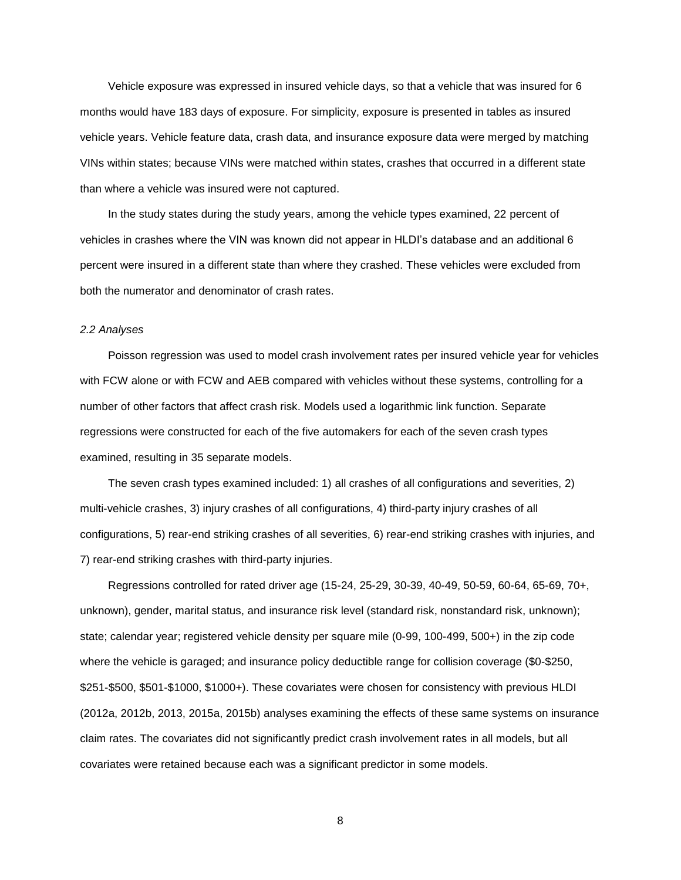Vehicle exposure was expressed in insured vehicle days, so that a vehicle that was insured for 6 months would have 183 days of exposure. For simplicity, exposure is presented in tables as insured vehicle years. Vehicle feature data, crash data, and insurance exposure data were merged by matching VINs within states; because VINs were matched within states, crashes that occurred in a different state than where a vehicle was insured were not captured.

In the study states during the study years, among the vehicle types examined, 22 percent of vehicles in crashes where the VIN was known did not appear in HLDI's database and an additional 6 percent were insured in a different state than where they crashed. These vehicles were excluded from both the numerator and denominator of crash rates.

### *2.2 Analyses*

Poisson regression was used to model crash involvement rates per insured vehicle year for vehicles with FCW alone or with FCW and AEB compared with vehicles without these systems, controlling for a number of other factors that affect crash risk. Models used a logarithmic link function. Separate regressions were constructed for each of the five automakers for each of the seven crash types examined, resulting in 35 separate models.

The seven crash types examined included: 1) all crashes of all configurations and severities, 2) multi-vehicle crashes, 3) injury crashes of all configurations, 4) third-party injury crashes of all configurations, 5) rear-end striking crashes of all severities, 6) rear-end striking crashes with injuries, and 7) rear-end striking crashes with third-party injuries.

Regressions controlled for rated driver age (15-24, 25-29, 30-39, 40-49, 50-59, 60-64, 65-69, 70+, unknown), gender, marital status, and insurance risk level (standard risk, nonstandard risk, unknown); state; calendar year; registered vehicle density per square mile (0-99, 100-499, 500+) in the zip code where the vehicle is garaged; and insurance policy deductible range for collision coverage ($0-$250, $251-$500, $501-$1000, $1000+). These covariates were chosen for consistency with previous HLDI (2012a, 2012b, 2013, 2015a, 2015b) analyses examining the effects of these same systems on insurance claim rates. The covariates did not significantly predict crash involvement rates in all models, but all covariates were retained because each was a significant predictor in some models.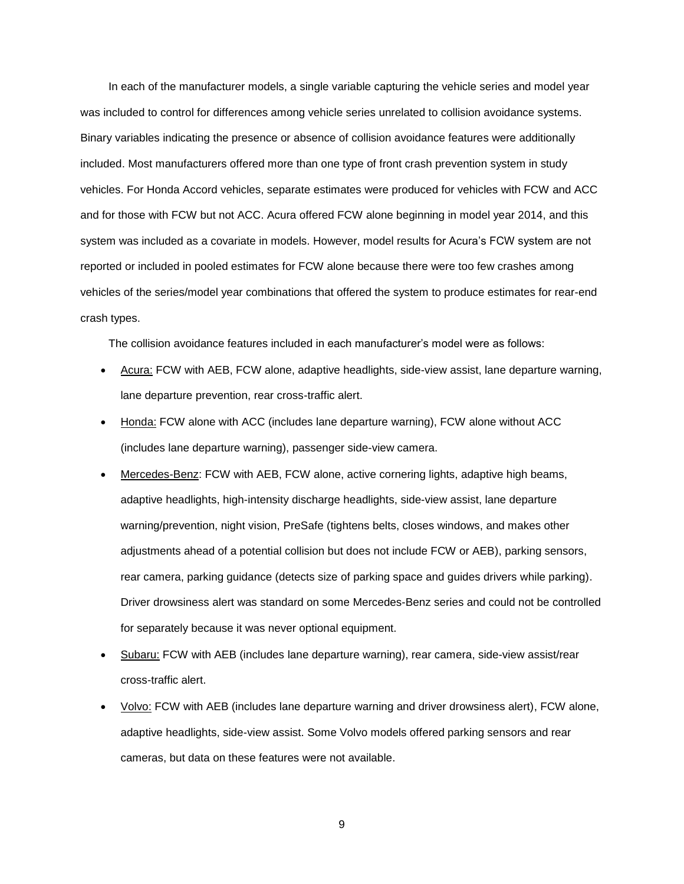In each of the manufacturer models, a single variable capturing the vehicle series and model year was included to control for differences among vehicle series unrelated to collision avoidance systems. Binary variables indicating the presence or absence of collision avoidance features were additionally included. Most manufacturers offered more than one type of front crash prevention system in study vehicles. For Honda Accord vehicles, separate estimates were produced for vehicles with FCW and ACC and for those with FCW but not ACC. Acura offered FCW alone beginning in model year 2014, and this system was included as a covariate in models. However, model results for Acura's FCW system are not reported or included in pooled estimates for FCW alone because there were too few crashes among vehicles of the series/model year combinations that offered the system to produce estimates for rear-end crash types.

The collision avoidance features included in each manufacturer's model were as follows:

- <u>Acura:</u> FCW with AEB, FCW alone, adaptive headlights, side-view assist, lane departure warning, lane departure prevention, rear cross-traffic alert.
- <u>Honda:</u> FCW alone with ACC (includes lane departure warning), FCW alone without ACC (includes lane departure warning), passenger side-view camera.
- <u>Mercedes-Benz</u>: FCW with AEB, FCW alone, active cornering lights, adaptive high beams, adaptive headlights, high-intensity discharge headlights, side-view assist, lane departure warning/prevention, night vision, PreSafe (tightens belts, closes windows, and makes other adjustments ahead of a potential collision but does not include FCW or AEB), parking sensors, rear camera, parking guidance (detects size of parking space and guides drivers while parking). Driver drowsiness alert was standard on some Mercedes-Benz series and could not be controlled for separately because it was never optional equipment.
- <u>Subaru:</u> FCW with AEB (includes lane departure warning), rear camera, side-view assist/rear cross-traffic alert.
- <u>Volvo:</u> FCW with AEB (includes lane departure warning and driver drowsiness alert), FCW alone, adaptive headlights, side-view assist. Some Volvo models offered parking sensors and rear cameras, but data on these features were not available.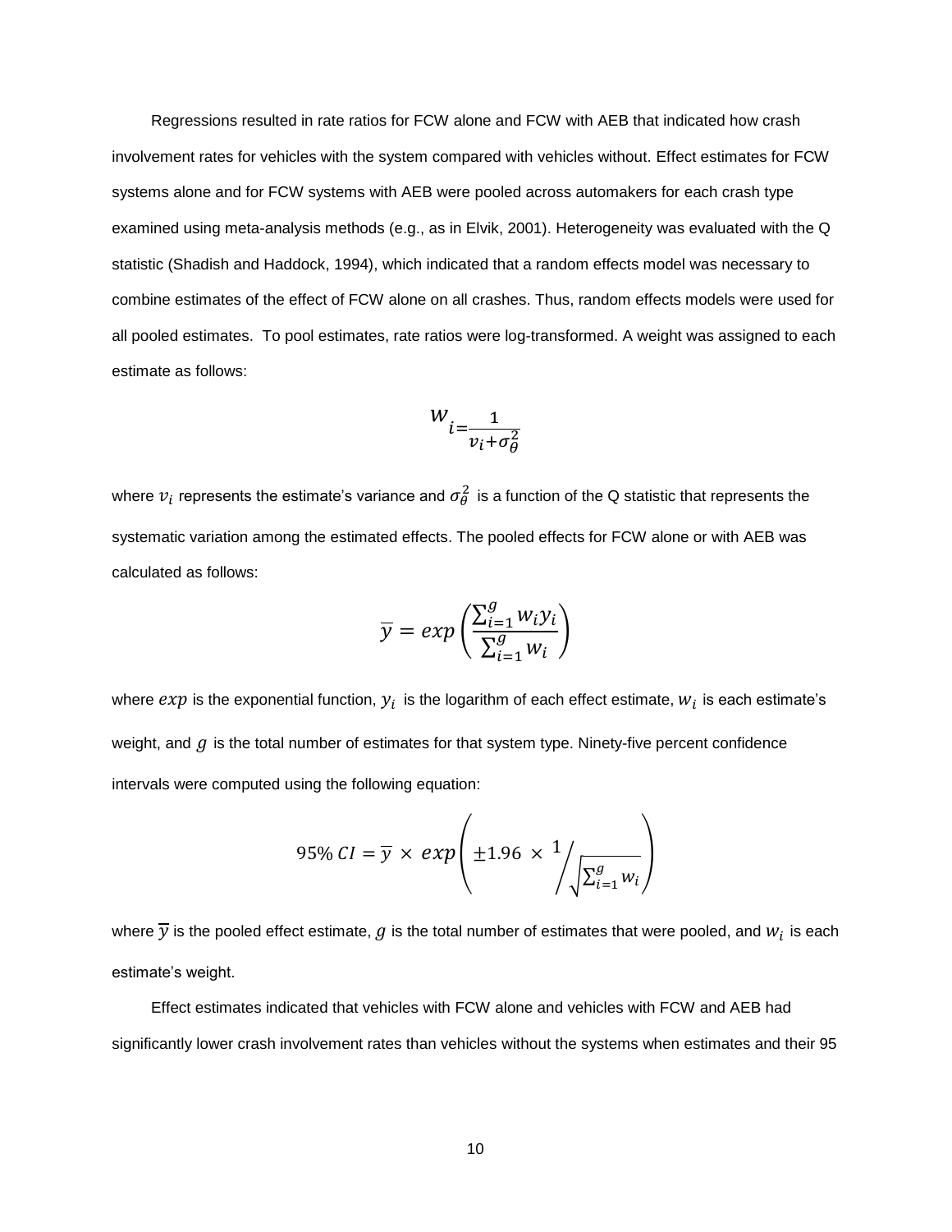Regressions resulted in rate ratios for FCW alone and FCW with AEB that indicated how crash involvement rates for vehicles with the system compared with vehicles without. Effect estimates for FCW systems alone and for FCW systems with AEB were pooled across automakers for each crash type examined using meta-analysis methods (e.g., as in Elvik, 2001). Heterogeneity was evaluated with the Q statistic (Shadish and Haddock, 1994), which indicated that a random effects model was necessary to combine estimates of the effect of FCW alone on all crashes. Thus, random effects models were used for all pooled estimates. To pool estimates, rate ratios were log-transformed. A weight was assigned to each estimate as follows:

$$w_i = \frac{1}{v_i + \sigma_\theta^2}$$

where $v_i$ represents the estimate's variance and $\sigma_\theta^2$ is a function of the Q statistic that represents the systematic variation among the estimated effects. The pooled effects for FCW alone or with AEB was calculated as follows:

$$\overline{y} = exp\left(\frac{\sum_{i=1}^{g} w_i y_i}{\sum_{i=1}^{g} w_i}\right)$$

where $exp$ is the exponential function, $y_i$ is the logarithm of each effect estimate, $w_i$ is each estimate's weight, and $g$ is the total number of estimates for that system type. Ninety-five percent confidence intervals were computed using the following equation:

$$95\%\ CI = \overline{y} \times exp\left(\pm 1.96 \times 1 \Big/ \sqrt{\sum_{i=1}^{g} w_i}\right)$$

where $\overline{y}$ is the pooled effect estimate, $g$ is the total number of estimates that were pooled, and $w_i$ is each estimate's weight.

Effect estimates indicated that vehicles with FCW alone and vehicles with FCW and AEB had significantly lower crash involvement rates than vehicles without the systems when estimates and their 95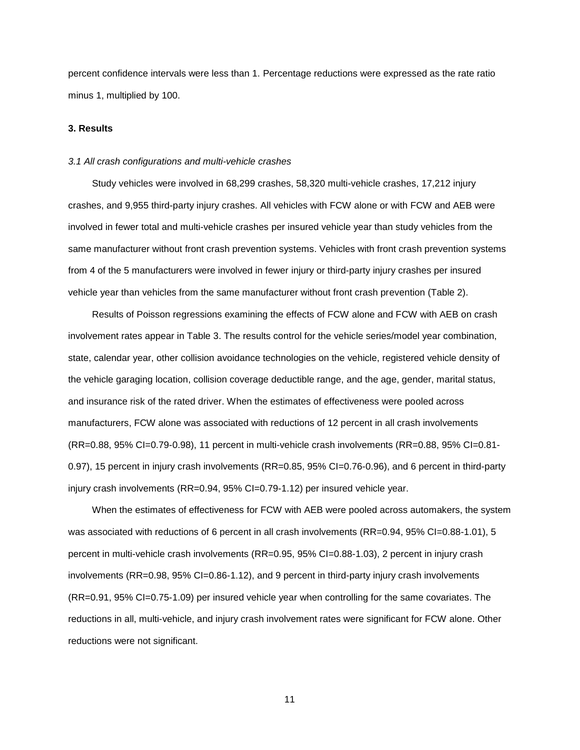percent confidence intervals were less than 1. Percentage reductions were expressed as the rate ratio minus 1, multiplied by 100.

## 3. Results

### *3.1 All crash configurations and multi-vehicle crashes*

Study vehicles were involved in 68,299 crashes, 58,320 multi-vehicle crashes, 17,212 injury crashes, and 9,955 third-party injury crashes. All vehicles with FCW alone or with FCW and AEB were involved in fewer total and multi-vehicle crashes per insured vehicle year than study vehicles from the same manufacturer without front crash prevention systems. Vehicles with front crash prevention systems from 4 of the 5 manufacturers were involved in fewer injury or third-party injury crashes per insured vehicle year than vehicles from the same manufacturer without front crash prevention (Table 2).

Results of Poisson regressions examining the effects of FCW alone and FCW with AEB on crash involvement rates appear in Table 3. The results control for the vehicle series/model year combination, state, calendar year, other collision avoidance technologies on the vehicle, registered vehicle density of the vehicle garaging location, collision coverage deductible range, and the age, gender, marital status, and insurance risk of the rated driver. When the estimates of effectiveness were pooled across manufacturers, FCW alone was associated with reductions of 12 percent in all crash involvements (RR=0.88, 95% CI=0.79-0.98), 11 percent in multi-vehicle crash involvements (RR=0.88, 95% CI=0.81-0.97), 15 percent in injury crash involvements (RR=0.85, 95% CI=0.76-0.96), and 6 percent in third-party injury crash involvements (RR=0.94, 95% CI=0.79-1.12) per insured vehicle year.

When the estimates of effectiveness for FCW with AEB were pooled across automakers, the system was associated with reductions of 6 percent in all crash involvements (RR=0.94, 95% CI=0.88-1.01), 5 percent in multi-vehicle crash involvements (RR=0.95, 95% CI=0.88-1.03), 2 percent in injury crash involvements (RR=0.98, 95% CI=0.86-1.12), and 9 percent in third-party injury crash involvements (RR=0.91, 95% CI=0.75-1.09) per insured vehicle year when controlling for the same covariates. The reductions in all, multi-vehicle, and injury crash involvement rates were significant for FCW alone. Other reductions were not significant.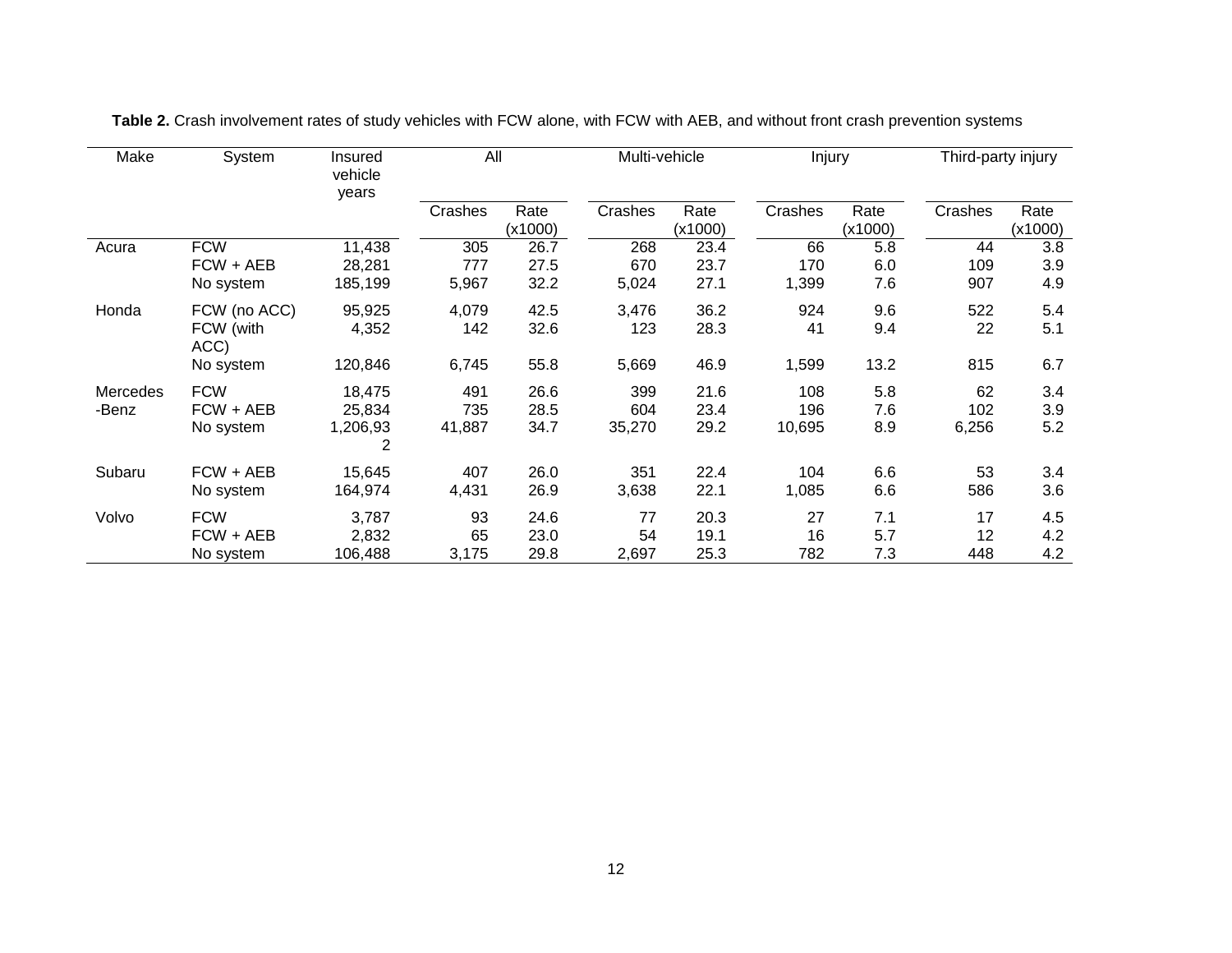**Table 2.** Crash involvement rates of study vehicles with FCW alone, with FCW with AEB, and without front crash prevention systems

| Make | System | Insured vehicle years | All | | Multi-vehicle | | Injury | | Third-party injury | |
|---|---|---|---|---|---|---|---|---|---|---|
| | | | Crashes | Rate (x1000) | Crashes | Rate (x1000) | Crashes | Rate (x1000) | Crashes | Rate (x1000) |
| Acura | FCW | 11,438 | 305 | 26.7 | 268 | 23.4 | 66 | 5.8 | 44 | 3.8 |
| | FCW + AEB | 28,281 | 777 | 27.5 | 670 | 23.7 | 170 | 6.0 | 109 | 3.9 |
| | No system | 185,199 | 5,967 | 32.2 | 5,024 | 27.1 | 1,399 | 7.6 | 907 | 4.9 |
| Honda | FCW (no ACC) | 95,925 | 4,079 | 42.5 | 3,476 | 36.2 | 924 | 9.6 | 522 | 5.4 |
| | FCW (with ACC) | 4,352 | 142 | 32.6 | 123 | 28.3 | 41 | 9.4 | 22 | 5.1 |
| | No system | 120,846 | 6,745 | 55.8 | 5,669 | 46.9 | 1,599 | 13.2 | 815 | 6.7 |
| Mercedes-Benz | FCW | 18,475 | 491 | 26.6 | 399 | 21.6 | 108 | 5.8 | 62 | 3.4 |
| | FCW + AEB | 25,834 | 735 | 28.5 | 604 | 23.4 | 196 | 7.6 | 102 | 3.9 |
| | No system | 1,206,932 | 41,887 | 34.7 | 35,270 | 29.2 | 10,695 | 8.9 | 6,256 | 5.2 |
| Subaru | FCW + AEB | 15,645 | 407 | 26.0 | 351 | 22.4 | 104 | 6.6 | 53 | 3.4 |
| | No system | 164,974 | 4,431 | 26.9 | 3,638 | 22.1 | 1,085 | 6.6 | 586 | 3.6 |
| Volvo | FCW | 3,787 | 93 | 24.6 | 77 | 20.3 | 27 | 7.1 | 17 | 4.5 |
| | FCW + AEB | 2,832 | 65 | 23.0 | 54 | 19.1 | 16 | 5.7 | 12 | 4.2 |
| | No system | 106,488 | 3,175 | 29.8 | 2,697 | 25.3 | 782 | 7.3 | 448 | 4.2 |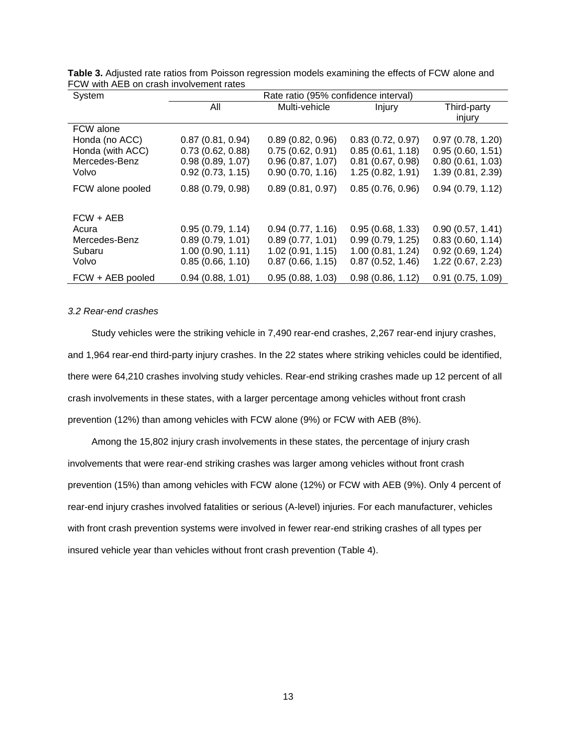**Table 3.** Adjusted rate ratios from Poisson regression models examining the effects of FCW alone and FCW with AEB on crash involvement rates

| System | Rate ratio (95% confidence interval) | | | |
|---|---|---|---|---|
| | All | Multi-vehicle | Injury | Third-party injury |
| FCW alone | | | | |
| Honda (no ACC) | 0.87 (0.81, 0.94) | 0.89 (0.82, 0.96) | 0.83 (0.72, 0.97) | 0.97 (0.78, 1.20) |
| Honda (with ACC) | 0.73 (0.62, 0.88) | 0.75 (0.62, 0.91) | 0.85 (0.61, 1.18) | 0.95 (0.60, 1.51) |
| Mercedes-Benz | 0.98 (0.89, 1.07) | 0.96 (0.87, 1.07) | 0.81 (0.67, 0.98) | 0.80 (0.61, 1.03) |
| Volvo | 0.92 (0.73, 1.15) | 0.90 (0.70, 1.16) | 1.25 (0.82, 1.91) | 1.39 (0.81, 2.39) |
| FCW alone pooled | 0.88 (0.79, 0.98) | 0.89 (0.81, 0.97) | 0.85 (0.76, 0.96) | 0.94 (0.79, 1.12) |
| FCW + AEB | | | | |
| Acura | 0.95 (0.79, 1.14) | 0.94 (0.77, 1.16) | 0.95 (0.68, 1.33) | 0.90 (0.57, 1.41) |
| Mercedes-Benz | 0.89 (0.79, 1.01) | 0.89 (0.77, 1.01) | 0.99 (0.79, 1.25) | 0.83 (0.60, 1.14) |
| Subaru | 1.00 (0.90, 1.11) | 1.02 (0.91, 1.15) | 1.00 (0.81, 1.24) | 0.92 (0.69, 1.24) |
| Volvo | 0.85 (0.66, 1.10) | 0.87 (0.66, 1.15) | 0.87 (0.52, 1.46) | 1.22 (0.67, 2.23) |
| FCW + AEB pooled | 0.94 (0.88, 1.01) | 0.95 (0.88, 1.03) | 0.98 (0.86, 1.12) | 0.91 (0.75, 1.09) |

### *3.2 Rear-end crashes*

Study vehicles were the striking vehicle in 7,490 rear-end crashes, 2,267 rear-end injury crashes, and 1,964 rear-end third-party injury crashes. In the 22 states where striking vehicles could be identified, there were 64,210 crashes involving study vehicles. Rear-end striking crashes made up 12 percent of all crash involvements in these states, with a larger percentage among vehicles without front crash prevention (12%) than among vehicles with FCW alone (9%) or FCW with AEB (8%).

Among the 15,802 injury crash involvements in these states, the percentage of injury crash involvements that were rear-end striking crashes was larger among vehicles without front crash prevention (15%) than among vehicles with FCW alone (12%) or FCW with AEB (9%). Only 4 percent of rear-end injury crashes involved fatalities or serious (A-level) injuries. For each manufacturer, vehicles with front crash prevention systems were involved in fewer rear-end striking crashes of all types per insured vehicle year than vehicles without front crash prevention (Table 4).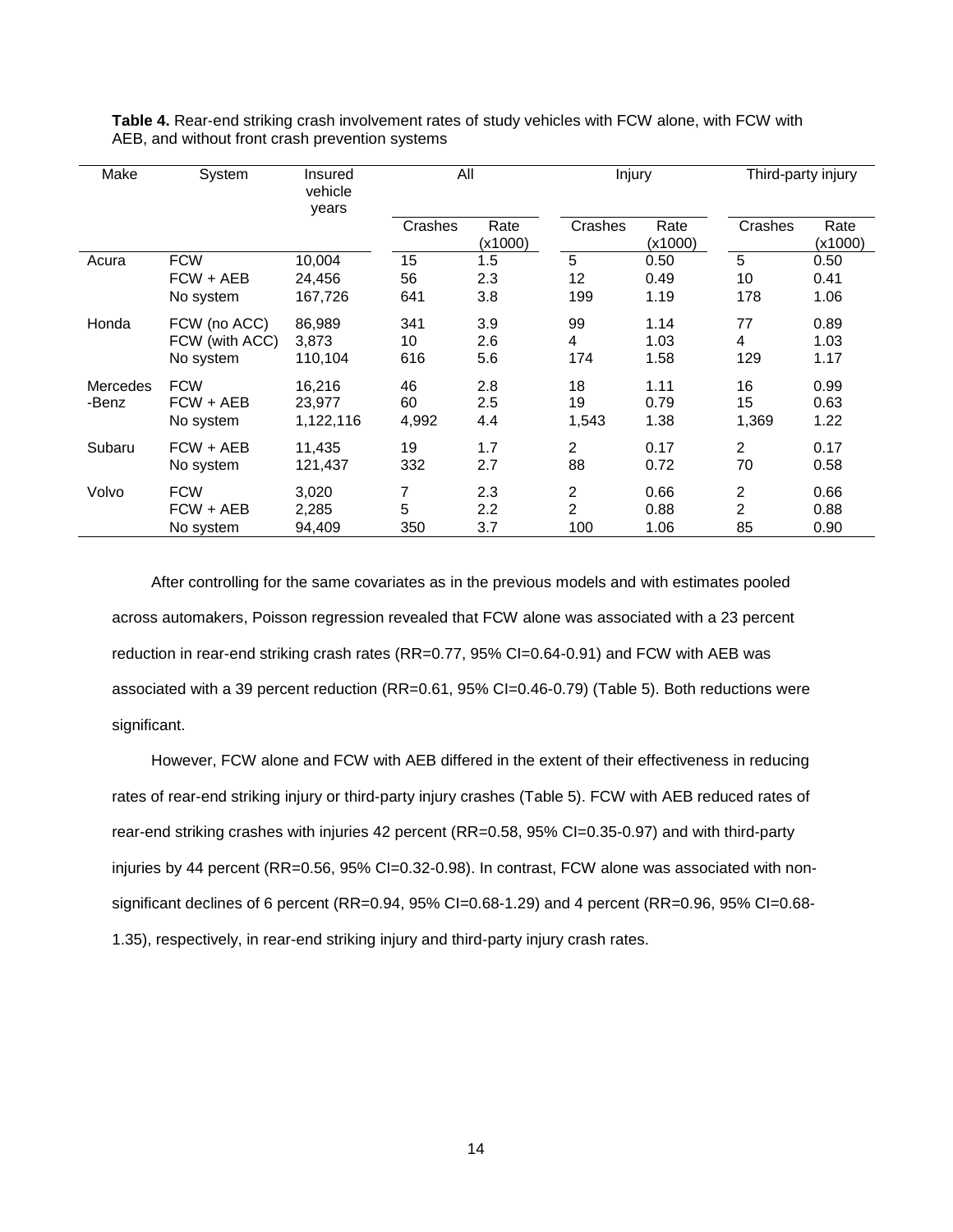**Table 4.** Rear-end striking crash involvement rates of study vehicles with FCW alone, with FCW with AEB, and without front crash prevention systems

| Make | System | Insured vehicle years | All | | Injury | | Third-party injury | |
|---|---|---|---|---|---|---|---|---|
| | | | Crashes | Rate (x1000) | Crashes | Rate (x1000) | Crashes | Rate (x1000) |
| Acura | FCW | 10,004 | 15 | 1.5 | 5 | 0.50 | 5 | 0.50 |
| | FCW + AEB | 24,456 | 56 | 2.3 | 12 | 0.49 | 10 | 0.41 |
| | No system | 167,726 | 641 | 3.8 | 199 | 1.19 | 178 | 1.06 |
| Honda | FCW (no ACC) | 86,989 | 341 | 3.9 | 99 | 1.14 | 77 | 0.89 |
| | FCW (with ACC) | 3,873 | 10 | 2.6 | 4 | 1.03 | 4 | 1.03 |
| | No system | 110,104 | 616 | 5.6 | 174 | 1.58 | 129 | 1.17 |
| Mercedes-Benz | FCW | 16,216 | 46 | 2.8 | 18 | 1.11 | 16 | 0.99 |
| | FCW + AEB | 23,977 | 60 | 2.5 | 19 | 0.79 | 15 | 0.63 |
| | No system | 1,122,116 | 4,992 | 4.4 | 1,543 | 1.38 | 1,369 | 1.22 |
| Subaru | FCW + AEB | 11,435 | 19 | 1.7 | 2 | 0.17 | 2 | 0.17 |
| | No system | 121,437 | 332 | 2.7 | 88 | 0.72 | 70 | 0.58 |
| Volvo | FCW | 3,020 | 7 | 2.3 | 2 | 0.66 | 2 | 0.66 |
| | FCW + AEB | 2,285 | 5 | 2.2 | 2 | 0.88 | 2 | 0.88 |
| | No system | 94,409 | 350 | 3.7 | 100 | 1.06 | 85 | 0.90 |

After controlling for the same covariates as in the previous models and with estimates pooled across automakers, Poisson regression revealed that FCW alone was associated with a 23 percent reduction in rear-end striking crash rates (RR=0.77, 95% CI=0.64-0.91) and FCW with AEB was associated with a 39 percent reduction (RR=0.61, 95% CI=0.46-0.79) (Table 5). Both reductions were significant.

However, FCW alone and FCW with AEB differed in the extent of their effectiveness in reducing rates of rear-end striking injury or third-party injury crashes (Table 5). FCW with AEB reduced rates of rear-end striking crashes with injuries 42 percent (RR=0.58, 95% CI=0.35-0.97) and with third-party injuries by 44 percent (RR=0.56, 95% CI=0.32-0.98). In contrast, FCW alone was associated with non-significant declines of 6 percent (RR=0.94, 95% CI=0.68-1.29) and 4 percent (RR=0.96, 95% CI=0.68-1.35), respectively, in rear-end striking injury and third-party injury crash rates.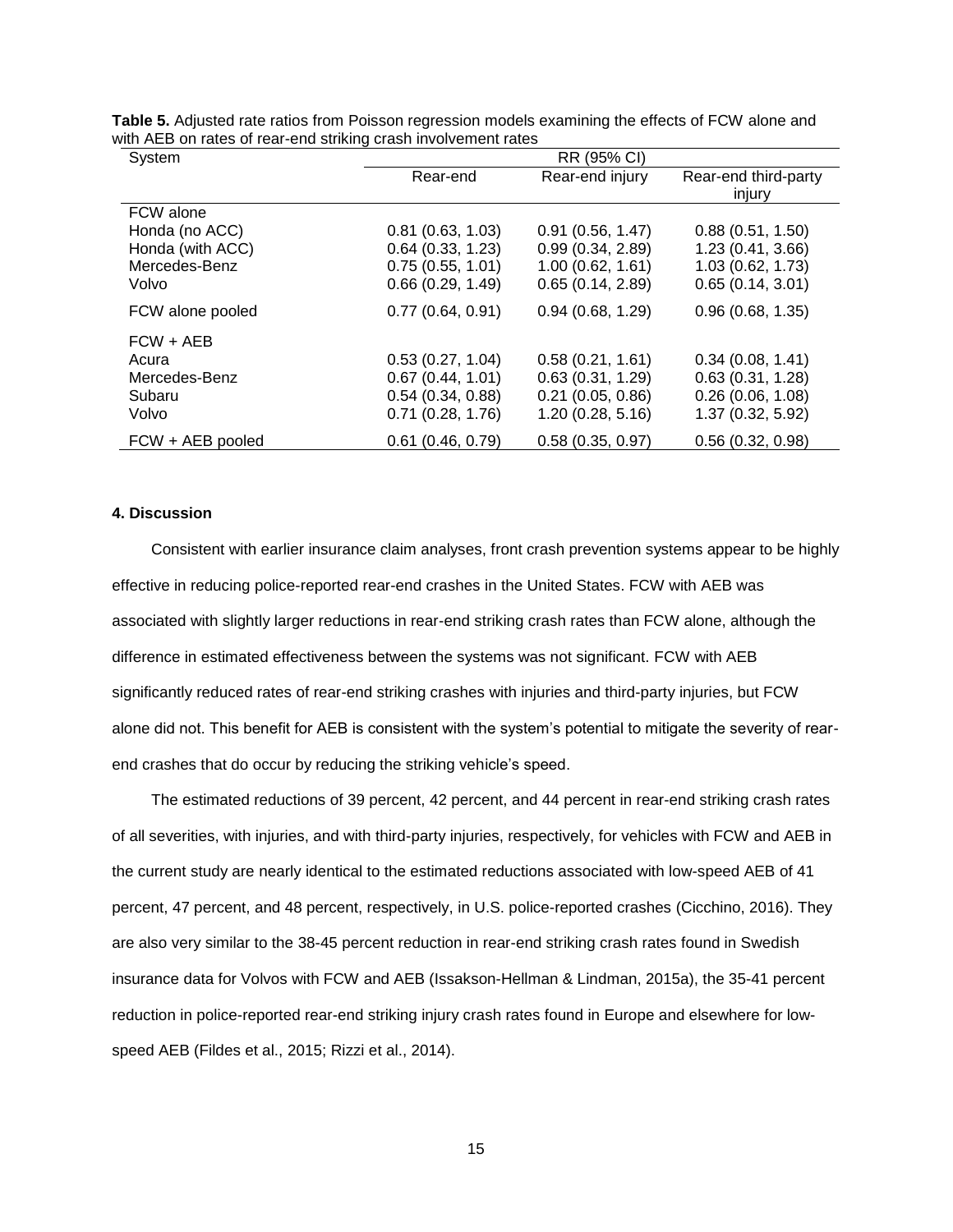**Table 5.** Adjusted rate ratios from Poisson regression models examining the effects of FCW alone and with AEB on rates of rear-end striking crash involvement rates

| System | RR (95% CI) | | |
|---|---|---|---|
| | Rear-end | Rear-end injury | Rear-end third-party injury |
| FCW alone | | | |
| Honda (no ACC) | 0.81 (0.63, 1.03) | 0.91 (0.56, 1.47) | 0.88 (0.51, 1.50) |
| Honda (with ACC) | 0.64 (0.33, 1.23) | 0.99 (0.34, 2.89) | 1.23 (0.41, 3.66) |
| Mercedes-Benz | 0.75 (0.55, 1.01) | 1.00 (0.62, 1.61) | 1.03 (0.62, 1.73) |
| Volvo | 0.66 (0.29, 1.49) | 0.65 (0.14, 2.89) | 0.65 (0.14, 3.01) |
| FCW alone pooled | 0.77 (0.64, 0.91) | 0.94 (0.68, 1.29) | 0.96 (0.68, 1.35) |
| FCW + AEB | | | |
| Acura | 0.53 (0.27, 1.04) | 0.58 (0.21, 1.61) | 0.34 (0.08, 1.41) |
| Mercedes-Benz | 0.67 (0.44, 1.01) | 0.63 (0.31, 1.29) | 0.63 (0.31, 1.28) |
| Subaru | 0.54 (0.34, 0.88) | 0.21 (0.05, 0.86) | 0.26 (0.06, 1.08) |
| Volvo | 0.71 (0.28, 1.76) | 1.20 (0.28, 5.16) | 1.37 (0.32, 5.92) |
| FCW + AEB pooled | 0.61 (0.46, 0.79) | 0.58 (0.35, 0.97) | 0.56 (0.32, 0.98) |

## 4. Discussion

Consistent with earlier insurance claim analyses, front crash prevention systems appear to be highly effective in reducing police-reported rear-end crashes in the United States. FCW with AEB was associated with slightly larger reductions in rear-end striking crash rates than FCW alone, although the difference in estimated effectiveness between the systems was not significant. FCW with AEB significantly reduced rates of rear-end striking crashes with injuries and third-party injuries, but FCW alone did not. This benefit for AEB is consistent with the system's potential to mitigate the severity of rear-end crashes that do occur by reducing the striking vehicle's speed.

The estimated reductions of 39 percent, 42 percent, and 44 percent in rear-end striking crash rates of all severities, with injuries, and with third-party injuries, respectively, for vehicles with FCW and AEB in the current study are nearly identical to the estimated reductions associated with low-speed AEB of 41 percent, 47 percent, and 48 percent, respectively, in U.S. police-reported crashes (Cicchino, 2016). They are also very similar to the 38-45 percent reduction in rear-end striking crash rates found in Swedish insurance data for Volvos with FCW and AEB (Issakson-Hellman & Lindman, 2015a), the 35-41 percent reduction in police-reported rear-end striking injury crash rates found in Europe and elsewhere for low-speed AEB (Fildes et al., 2015; Rizzi et al., 2014).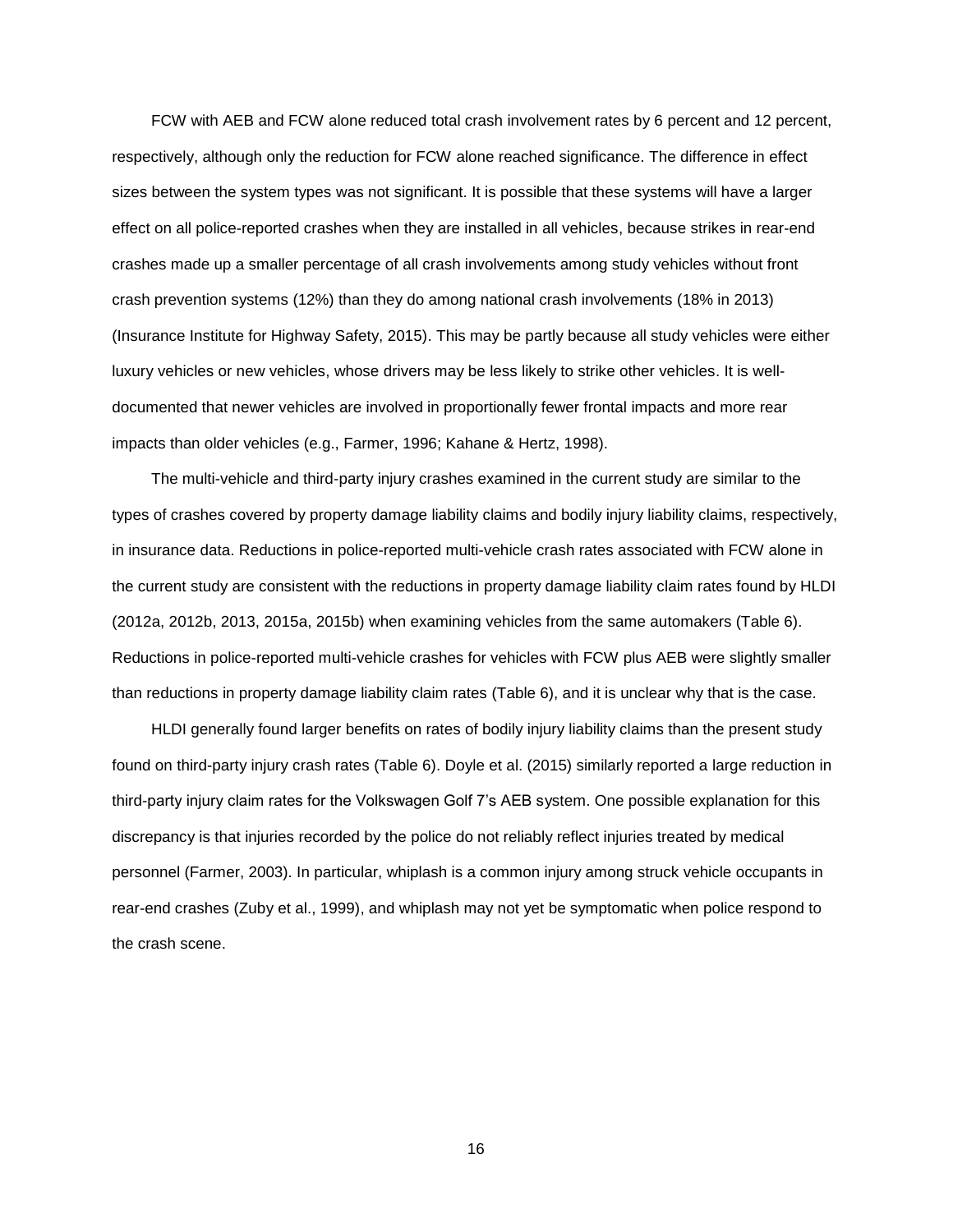FCW with AEB and FCW alone reduced total crash involvement rates by 6 percent and 12 percent, respectively, although only the reduction for FCW alone reached significance. The difference in effect sizes between the system types was not significant. It is possible that these systems will have a larger effect on all police-reported crashes when they are installed in all vehicles, because strikes in rear-end crashes made up a smaller percentage of all crash involvements among study vehicles without front crash prevention systems (12%) than they do among national crash involvements (18% in 2013) (Insurance Institute for Highway Safety, 2015). This may be partly because all study vehicles were either luxury vehicles or new vehicles, whose drivers may be less likely to strike other vehicles. It is well-documented that newer vehicles are involved in proportionally fewer frontal impacts and more rear impacts than older vehicles (e.g., Farmer, 1996; Kahane & Hertz, 1998).

The multi-vehicle and third-party injury crashes examined in the current study are similar to the types of crashes covered by property damage liability claims and bodily injury liability claims, respectively, in insurance data. Reductions in police-reported multi-vehicle crash rates associated with FCW alone in the current study are consistent with the reductions in property damage liability claim rates found by HLDI (2012a, 2012b, 2013, 2015a, 2015b) when examining vehicles from the same automakers (Table 6). Reductions in police-reported multi-vehicle crashes for vehicles with FCW plus AEB were slightly smaller than reductions in property damage liability claim rates (Table 6), and it is unclear why that is the case.

HLDI generally found larger benefits on rates of bodily injury liability claims than the present study found on third-party injury crash rates (Table 6). Doyle et al. (2015) similarly reported a large reduction in third-party injury claim rates for the Volkswagen Golf 7's AEB system. One possible explanation for this discrepancy is that injuries recorded by the police do not reliably reflect injuries treated by medical personnel (Farmer, 2003). In particular, whiplash is a common injury among struck vehicle occupants in rear-end crashes (Zuby et al., 1999), and whiplash may not yet be symptomatic when police respond to the crash scene.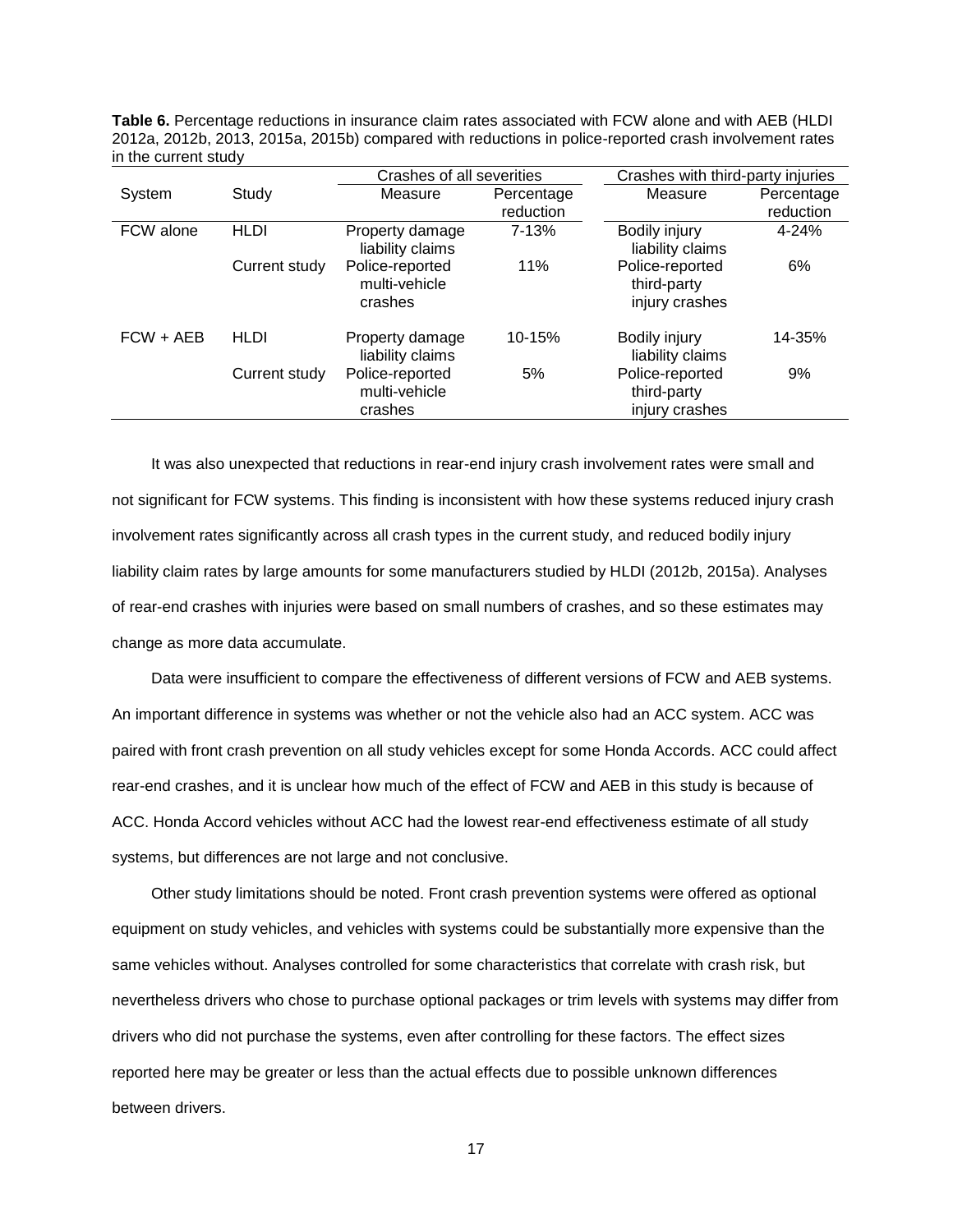**Table 6.** Percentage reductions in insurance claim rates associated with FCW alone and with AEB (HLDI 2012a, 2012b, 2013, 2015a, 2015b) compared with reductions in police-reported crash involvement rates in the current study

| | | Crashes of all severities | | Crashes with third-party injuries | |
|---|---|---|---|---|---|
| System | Study | Measure | Percentage reduction | Measure | Percentage reduction |
| FCW alone | HLDI | Property damage liability claims | 7-13% | Bodily injury liability claims | 4-24% |
| | Current study | Police-reported multi-vehicle crashes | 11% | Police-reported third-party injury crashes | 6% |
| FCW + AEB | HLDI | Property damage liability claims | 10-15% | Bodily injury liability claims | 14-35% |
| | Current study | Police-reported multi-vehicle crashes | 5% | Police-reported third-party injury crashes | 9% |

It was also unexpected that reductions in rear-end injury crash involvement rates were small and not significant for FCW systems. This finding is inconsistent with how these systems reduced injury crash involvement rates significantly across all crash types in the current study, and reduced bodily injury liability claim rates by large amounts for some manufacturers studied by HLDI (2012b, 2015a). Analyses of rear-end crashes with injuries were based on small numbers of crashes, and so these estimates may change as more data accumulate.

Data were insufficient to compare the effectiveness of different versions of FCW and AEB systems. An important difference in systems was whether or not the vehicle also had an ACC system. ACC was paired with front crash prevention on all study vehicles except for some Honda Accords. ACC could affect rear-end crashes, and it is unclear how much of the effect of FCW and AEB in this study is because of ACC. Honda Accord vehicles without ACC had the lowest rear-end effectiveness estimate of all study systems, but differences are not large and not conclusive.

Other study limitations should be noted. Front crash prevention systems were offered as optional equipment on study vehicles, and vehicles with systems could be substantially more expensive than the same vehicles without. Analyses controlled for some characteristics that correlate with crash risk, but nevertheless drivers who chose to purchase optional packages or trim levels with systems may differ from drivers who did not purchase the systems, even after controlling for these factors. The effect sizes reported here may be greater or less than the actual effects due to possible unknown differences between drivers.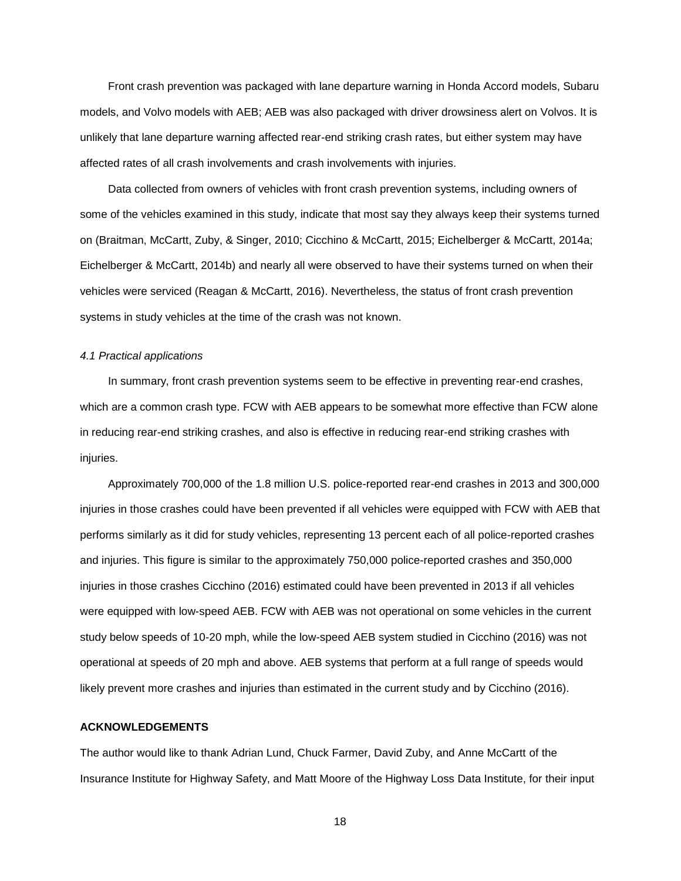Front crash prevention was packaged with lane departure warning in Honda Accord models, Subaru models, and Volvo models with AEB; AEB was also packaged with driver drowsiness alert on Volvos. It is unlikely that lane departure warning affected rear-end striking crash rates, but either system may have affected rates of all crash involvements and crash involvements with injuries.

Data collected from owners of vehicles with front crash prevention systems, including owners of some of the vehicles examined in this study, indicate that most say they always keep their systems turned on (Braitman, McCartt, Zuby, & Singer, 2010; Cicchino & McCartt, 2015; Eichelberger & McCartt, 2014a; Eichelberger & McCartt, 2014b) and nearly all were observed to have their systems turned on when their vehicles were serviced (Reagan & McCartt, 2016). Nevertheless, the status of front crash prevention systems in study vehicles at the time of the crash was not known.

### *4.1 Practical applications*

In summary, front crash prevention systems seem to be effective in preventing rear-end crashes, which are a common crash type. FCW with AEB appears to be somewhat more effective than FCW alone in reducing rear-end striking crashes, and also is effective in reducing rear-end striking crashes with injuries.

Approximately 700,000 of the 1.8 million U.S. police-reported rear-end crashes in 2013 and 300,000 injuries in those crashes could have been prevented if all vehicles were equipped with FCW with AEB that performs similarly as it did for study vehicles, representing 13 percent each of all police-reported crashes and injuries. This figure is similar to the approximately 750,000 police-reported crashes and 350,000 injuries in those crashes Cicchino (2016) estimated could have been prevented in 2013 if all vehicles were equipped with low-speed AEB. FCW with AEB was not operational on some vehicles in the current study below speeds of 10-20 mph, while the low-speed AEB system studied in Cicchino (2016) was not operational at speeds of 20 mph and above. AEB systems that perform at a full range of speeds would likely prevent more crashes and injuries than estimated in the current study and by Cicchino (2016).

## ACKNOWLEDGEMENTS

The author would like to thank Adrian Lund, Chuck Farmer, David Zuby, and Anne McCartt of the Insurance Institute for Highway Safety, and Matt Moore of the Highway Loss Data Institute, for their input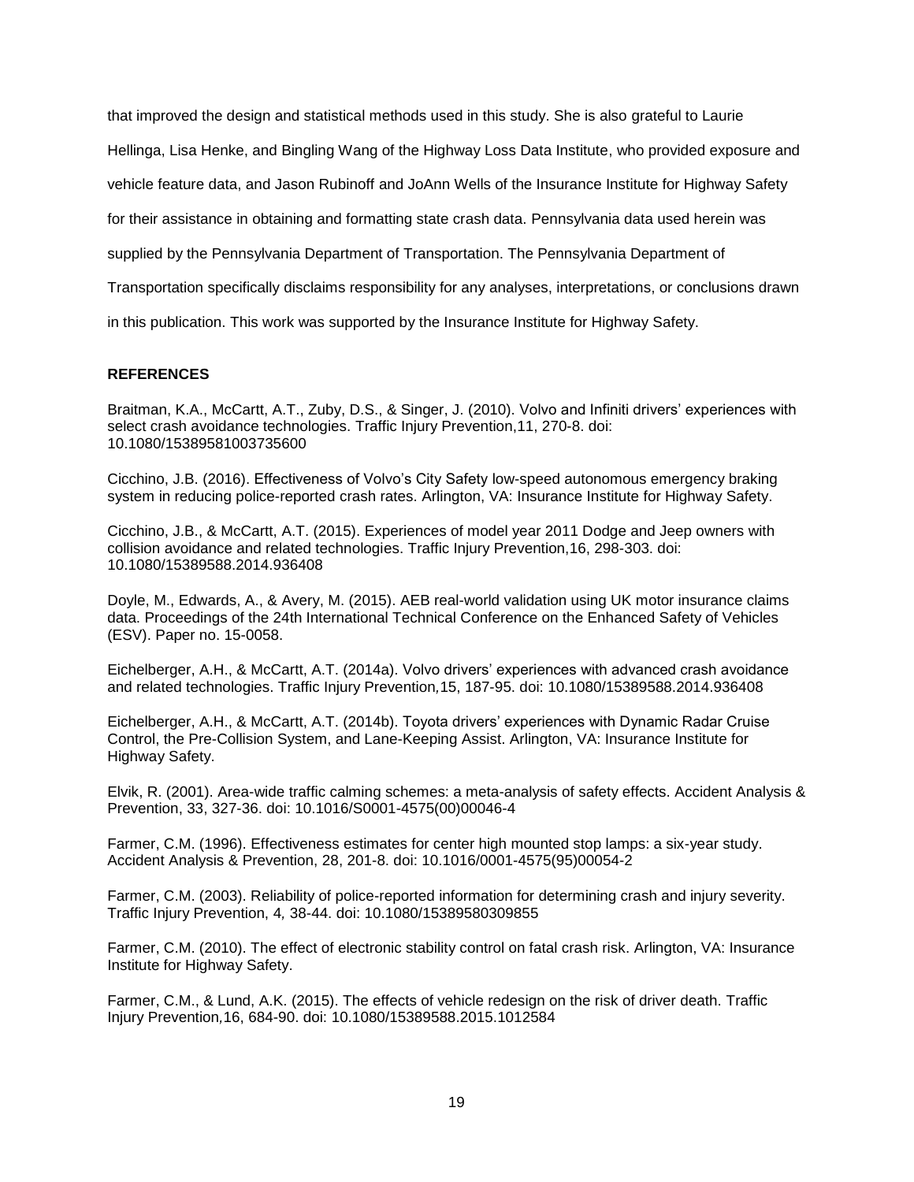that improved the design and statistical methods used in this study. She is also grateful to Laurie Hellinga, Lisa Henke, and Bingling Wang of the Highway Loss Data Institute, who provided exposure and vehicle feature data, and Jason Rubinoff and JoAnn Wells of the Insurance Institute for Highway Safety for their assistance in obtaining and formatting state crash data. Pennsylvania data used herein was supplied by the Pennsylvania Department of Transportation. The Pennsylvania Department of Transportation specifically disclaims responsibility for any analyses, interpretations, or conclusions drawn in this publication. This work was supported by the Insurance Institute for Highway Safety.

## REFERENCES

Braitman, K.A., McCartt, A.T., Zuby, D.S., & Singer, J. (2010). Volvo and Infiniti drivers' experiences with select crash avoidance technologies. Traffic Injury Prevention,11, 270-8. doi: 10.1080/15389581003735600

Cicchino, J.B. (2016). Effectiveness of Volvo's City Safety low-speed autonomous emergency braking system in reducing police-reported crash rates. Arlington, VA: Insurance Institute for Highway Safety.

Cicchino, J.B., & McCartt, A.T. (2015). Experiences of model year 2011 Dodge and Jeep owners with collision avoidance and related technologies. Traffic Injury Prevention,16, 298-303. doi: 10.1080/15389588.2014.936408

Doyle, M., Edwards, A., & Avery, M. (2015). AEB real-world validation using UK motor insurance claims data. Proceedings of the 24th International Technical Conference on the Enhanced Safety of Vehicles (ESV). Paper no. 15-0058.

Eichelberger, A.H., & McCartt, A.T. (2014a). Volvo drivers' experiences with advanced crash avoidance and related technologies. Traffic Injury Prevention,15, 187-95. doi: 10.1080/15389588.2014.936408

Eichelberger, A.H., & McCartt, A.T. (2014b). Toyota drivers' experiences with Dynamic Radar Cruise Control, the Pre-Collision System, and Lane-Keeping Assist. Arlington, VA: Insurance Institute for Highway Safety.

Elvik, R. (2001). Area-wide traffic calming schemes: a meta-analysis of safety effects. Accident Analysis & Prevention, 33, 327-36. doi: 10.1016/S0001-4575(00)00046-4

Farmer, C.M. (1996). Effectiveness estimates for center high mounted stop lamps: a six-year study. Accident Analysis & Prevention, 28, 201-8. doi: 10.1016/0001-4575(95)00054-2

Farmer, C.M. (2003). Reliability of police-reported information for determining crash and injury severity. Traffic Injury Prevention, 4, 38-44. doi: 10.1080/15389580309855

Farmer, C.M. (2010). The effect of electronic stability control on fatal crash risk. Arlington, VA: Insurance Institute for Highway Safety.

Farmer, C.M., & Lund, A.K. (2015). The effects of vehicle redesign on the risk of driver death. Traffic Injury Prevention,16, 684-90. doi: 10.1080/15389588.2015.1012584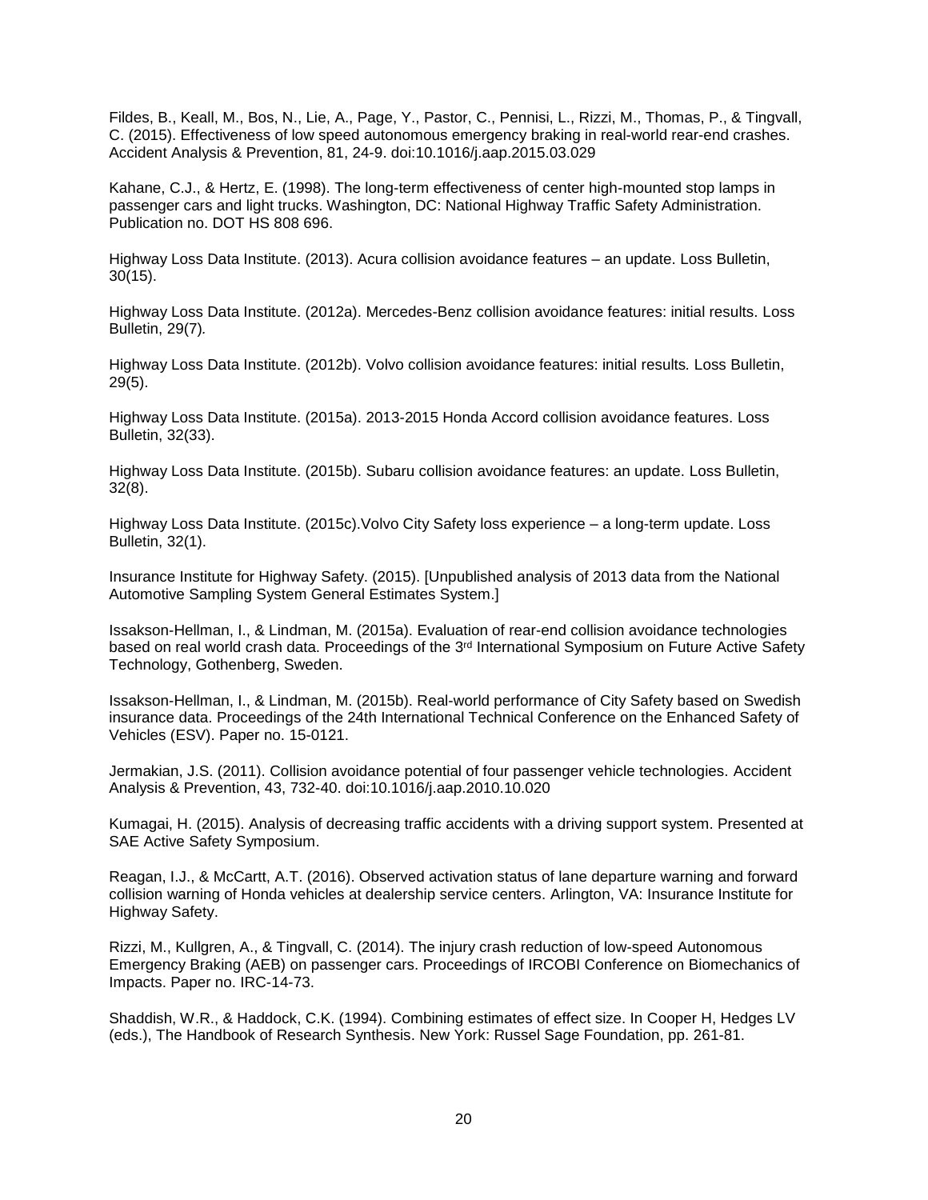Fildes, B., Keall, M., Bos, N., Lie, A., Page, Y., Pastor, C., Pennisi, L., Rizzi, M., Thomas, P., & Tingvall, C. (2015). Effectiveness of low speed autonomous emergency braking in real-world rear-end crashes. Accident Analysis & Prevention, 81, 24-9. doi:10.1016/j.aap.2015.03.029

Kahane, C.J., & Hertz, E. (1998). The long-term effectiveness of center high-mounted stop lamps in passenger cars and light trucks. Washington, DC: National Highway Traffic Safety Administration. Publication no. DOT HS 808 696.

Highway Loss Data Institute. (2013). Acura collision avoidance features – an update. Loss Bulletin, 30(15).

Highway Loss Data Institute. (2012a). Mercedes-Benz collision avoidance features: initial results. Loss Bulletin, 29(7).

Highway Loss Data Institute. (2012b). Volvo collision avoidance features: initial results. Loss Bulletin, 29(5).

Highway Loss Data Institute. (2015a). 2013-2015 Honda Accord collision avoidance features. Loss Bulletin, 32(33).

Highway Loss Data Institute. (2015b). Subaru collision avoidance features: an update. Loss Bulletin, 32(8).

Highway Loss Data Institute. (2015c).Volvo City Safety loss experience – a long-term update. Loss Bulletin, 32(1).

Insurance Institute for Highway Safety. (2015). [Unpublished analysis of 2013 data from the National Automotive Sampling System General Estimates System.]

Issakson-Hellman, I., & Lindman, M. (2015a). Evaluation of rear-end collision avoidance technologies based on real world crash data. Proceedings of the 3rd International Symposium on Future Active Safety Technology, Gothenberg, Sweden.

Issakson-Hellman, I., & Lindman, M. (2015b). Real-world performance of City Safety based on Swedish insurance data. Proceedings of the 24th International Technical Conference on the Enhanced Safety of Vehicles (ESV). Paper no. 15-0121.

Jermakian, J.S. (2011). Collision avoidance potential of four passenger vehicle technologies. Accident Analysis & Prevention, 43, 732-40. doi:10.1016/j.aap.2010.10.020

Kumagai, H. (2015). Analysis of decreasing traffic accidents with a driving support system. Presented at SAE Active Safety Symposium.

Reagan, I.J., & McCartt, A.T. (2016). Observed activation status of lane departure warning and forward collision warning of Honda vehicles at dealership service centers. Arlington, VA: Insurance Institute for Highway Safety.

Rizzi, M., Kullgren, A., & Tingvall, C. (2014). The injury crash reduction of low-speed Autonomous Emergency Braking (AEB) on passenger cars. Proceedings of IRCOBI Conference on Biomechanics of Impacts. Paper no. IRC-14-73.

Shaddish, W.R., & Haddock, C.K. (1994). Combining estimates of effect size. In Cooper H, Hedges LV (eds.), The Handbook of Research Synthesis. New York: Russel Sage Foundation, pp. 261-81.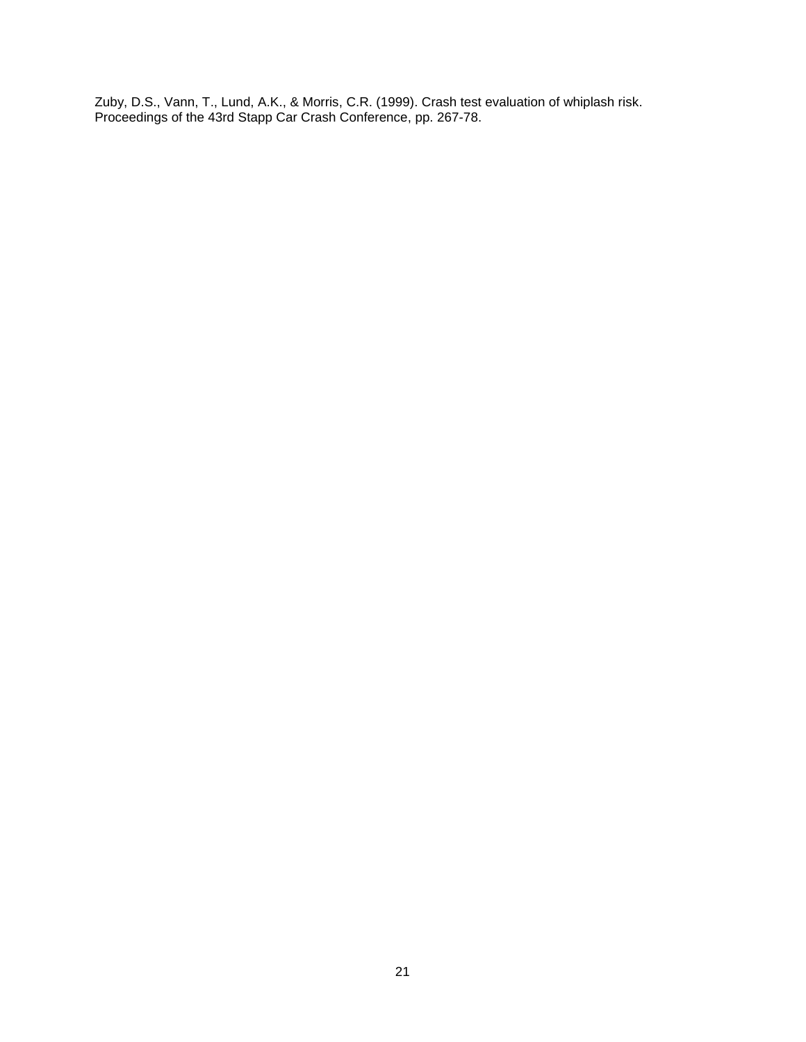Zuby, D.S., Vann, T., Lund, A.K., & Morris, C.R. (1999). Crash test evaluation of whiplash risk. Proceedings of the 43rd Stapp Car Crash Conference, pp. 267-78.